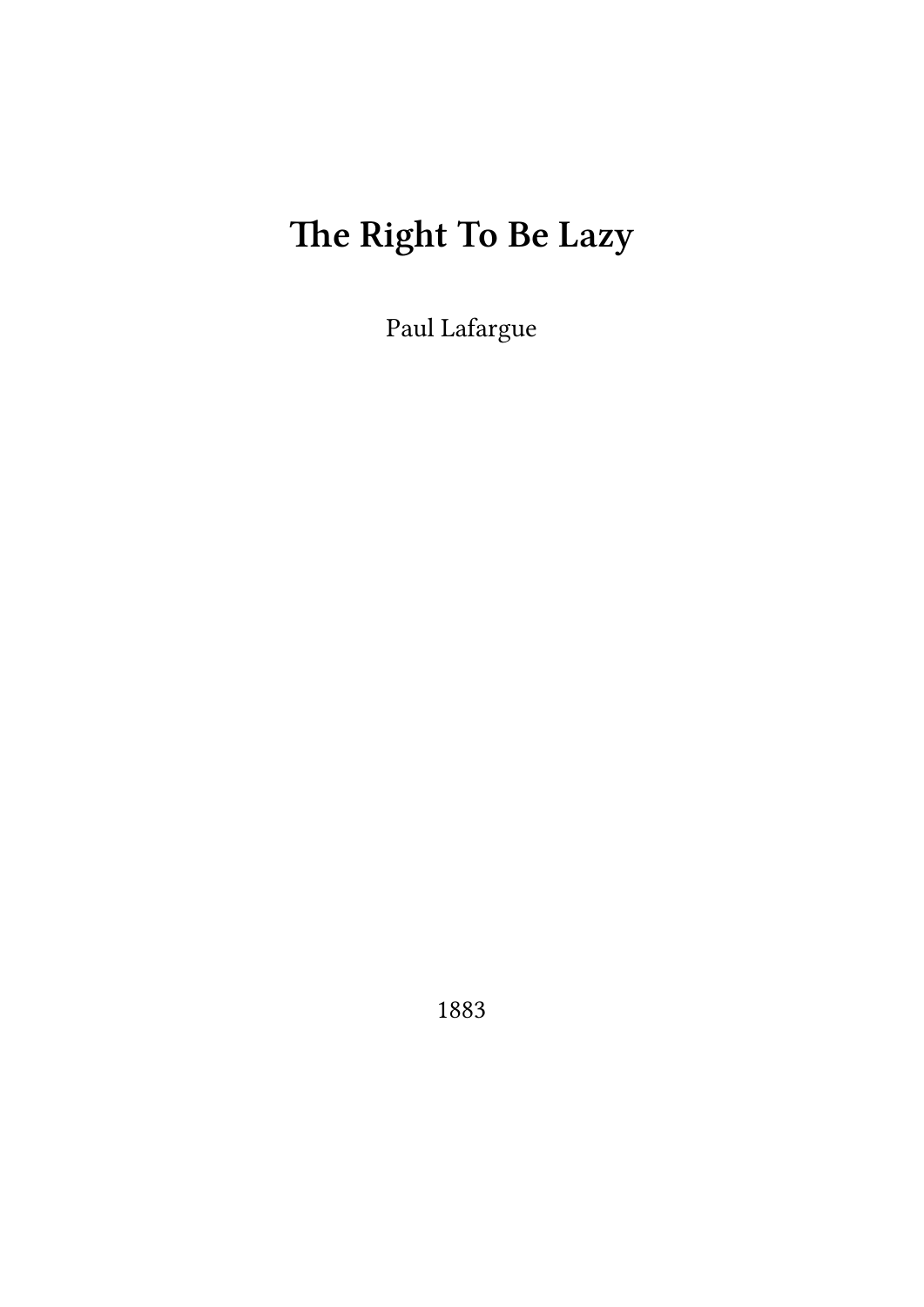# The Right To Be Lazy

Paul Lafargue

1883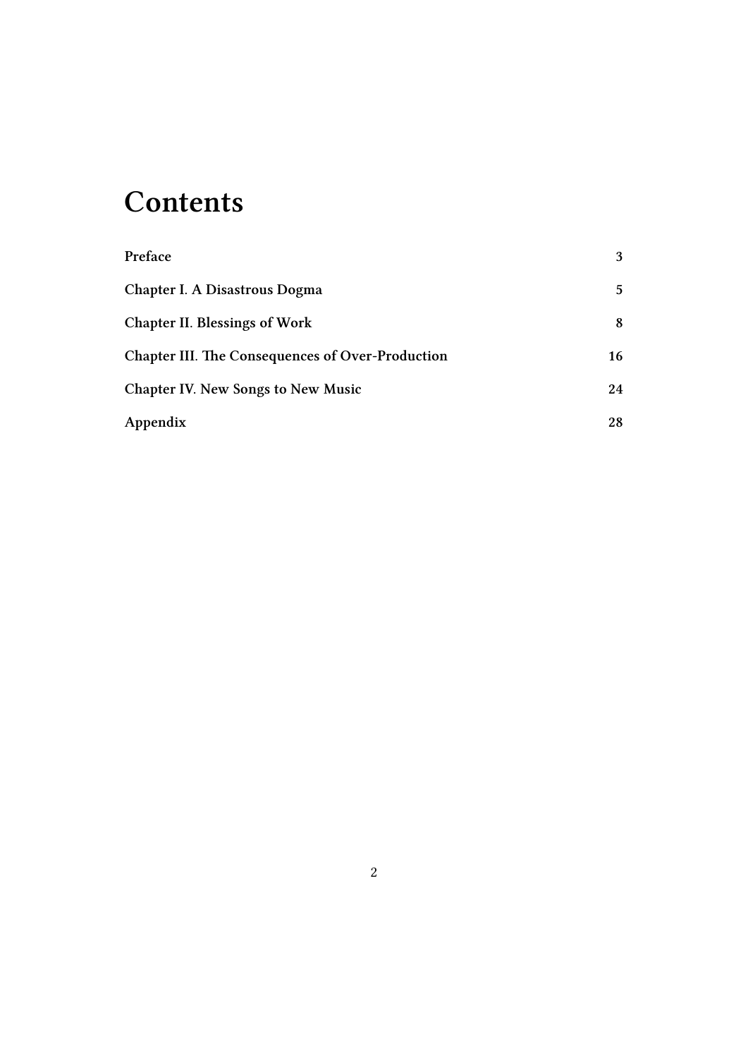# Contents

| | |
|---|---|
| **Preface** | **3** |
| **Chapter I. A Disastrous Dogma** | **5** |
| **Chapter II. Blessings of Work** | **8** |
| **Chapter III. The Consequences of Over-Production** | **16** |
| **Chapter IV. New Songs to New Music** | **24** |
| **Appendix** | **28** |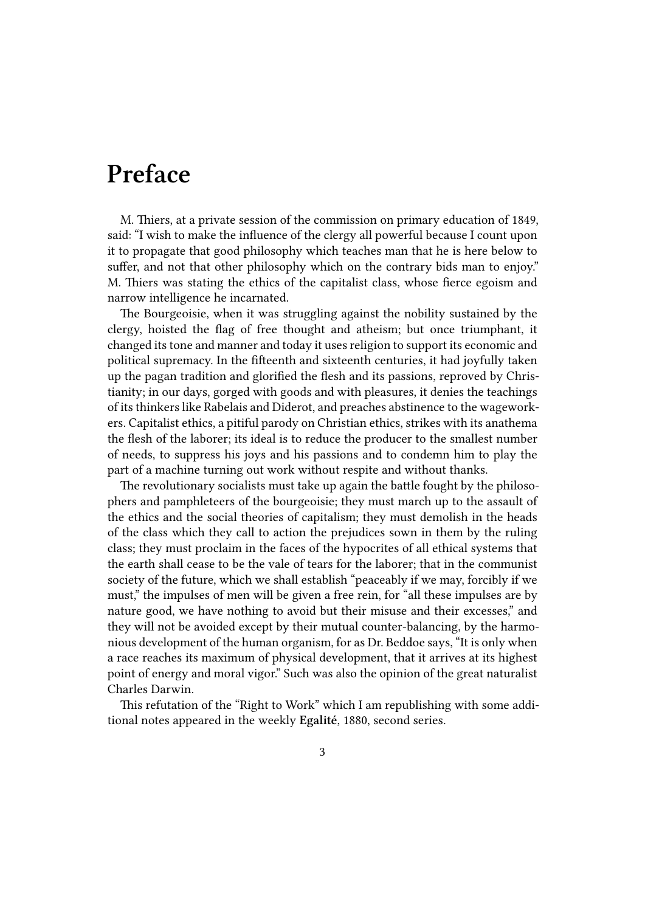# Preface

M. Thiers, at a private session of the commission on primary education of 1849, said: "I wish to make the influence of the clergy all powerful because I count upon it to propagate that good philosophy which teaches man that he is here below to suffer, and not that other philosophy which on the contrary bids man to enjoy." M. Thiers was stating the ethics of the capitalist class, whose fierce egoism and narrow intelligence he incarnated.

The Bourgeoisie, when it was struggling against the nobility sustained by the clergy, hoisted the flag of free thought and atheism; but once triumphant, it changed its tone and manner and today it uses religion to support its economic and political supremacy. In the fifteenth and sixteenth centuries, it had joyfully taken up the pagan tradition and glorified the flesh and its passions, reproved by Christianity; in our days, gorged with goods and with pleasures, it denies the teachings of its thinkers like Rabelais and Diderot, and preaches abstinence to the wageworkers. Capitalist ethics, a pitiful parody on Christian ethics, strikes with its anathema the flesh of the laborer; its ideal is to reduce the producer to the smallest number of needs, to suppress his joys and his passions and to condemn him to play the part of a machine turning out work without respite and without thanks.

The revolutionary socialists must take up again the battle fought by the philosophers and pamphleteers of the bourgeoisie; they must march up to the assault of the ethics and the social theories of capitalism; they must demolish in the heads of the class which they call to action the prejudices sown in them by the ruling class; they must proclaim in the faces of the hypocrites of all ethical systems that the earth shall cease to be the vale of tears for the laborer; that in the communist society of the future, which we shall establish "peaceably if we may, forcibly if we must," the impulses of men will be given a free rein, for "all these impulses are by nature good, we have nothing to avoid but their misuse and their excesses," and they will not be avoided except by their mutual counter-balancing, by the harmonious development of the human organism, for as Dr. Beddoe says, "It is only when a race reaches its maximum of physical development, that it arrives at its highest point of energy and moral vigor." Such was also the opinion of the great naturalist Charles Darwin.

This refutation of the "Right to Work" which I am republishing with some additional notes appeared in the weekly **Egalité**, 1880, second series.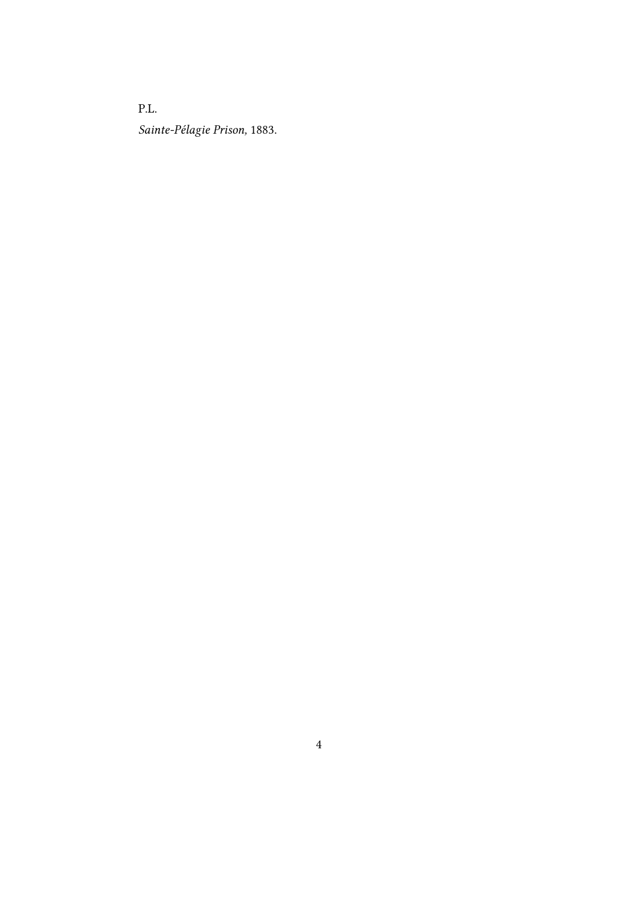P.L.

*Sainte-Pélagie Prison,* 1883.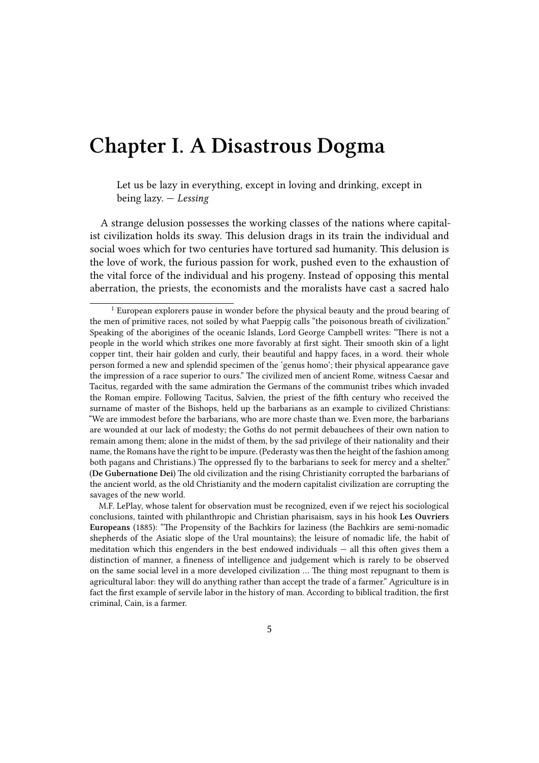# Chapter I. A Disastrous Dogma

> Let us be lazy in everything, except in loving and drinking, except in being lazy. — *Lessing*

A strange delusion possesses the working classes of the nations where capitalist civilization holds its sway. This delusion drags in its train the individual and social woes which for two centuries have tortured sad humanity. This delusion is the love of work, the furious passion for work, pushed even to the exhaustion of the vital force of the individual and his progeny. Instead of opposing this mental aberration, the priests, the economists and the moralists have cast a sacred halo

[1] European explorers pause in wonder before the physical beauty and the proud bearing of the men of primitive races, not soiled by what Paeppig calls "the poisonous breath of civilization." Speaking of the aborigines of the oceanic Islands, Lord George Campbell writes: "There is not a people in the world which strikes one more favorably at first sight. Their smooth skin of a light copper tint, their hair golden and curly, their beautiful and happy faces, in a word. their whole person formed a new and splendid specimen of the 'genus homo'; their physical appearance gave the impression of a race superior to ours." The civilized men of ancient Rome, witness Caesar and Tacitus, regarded with the same admiration the Germans of the communist tribes which invaded the Roman empire. Following Tacitus, Salvien, the priest of the fifth century who received the surname of master of the Bishops, held up the barbarians as an example to civilized Christians: "We are immodest before the barbarians, who are more chaste than we. Even more, the barbarians are wounded at our lack of modesty; the Goths do not permit debauchees of their own nation to remain among them; alone in the midst of them, by the sad privilege of their nationality and their name, the Romans have the right to be impure. (Pederasty was then the height of the fashion among both pagans and Christians.) The oppressed fly to the barbarians to seek for mercy and a shelter." (**De Gubernatione Dei**) The old civilization and the rising Christianity corrupted the barbarians of the ancient world, as the old Christianity and the modern capitalist civilization are corrupting the savages of the new world.

M.F. LePlay, whose talent for observation must be recognized, even if we reject his sociological conclusions, tainted with philanthropic and Christian pharisaism, says in his hook **Les Ouvriers Europeans** (1885): "The Propensity of the Bachkirs for laziness (the Bachkirs are semi-nomadic shepherds of the Asiatic slope of the Ural mountains); the leisure of nomadic life, the habit of meditation which this engenders in the best endowed individuals — all this often gives them a distinction of manner, a fineness of intelligence and judgement which is rarely to be observed on the same social level in a more developed civilization … The thing most repugnant to them is agricultural labor: they will do anything rather than accept the trade of a farmer." Agriculture is in fact the first example of servile labor in the history of man. According to biblical tradition, the first criminal, Cain, is a farmer.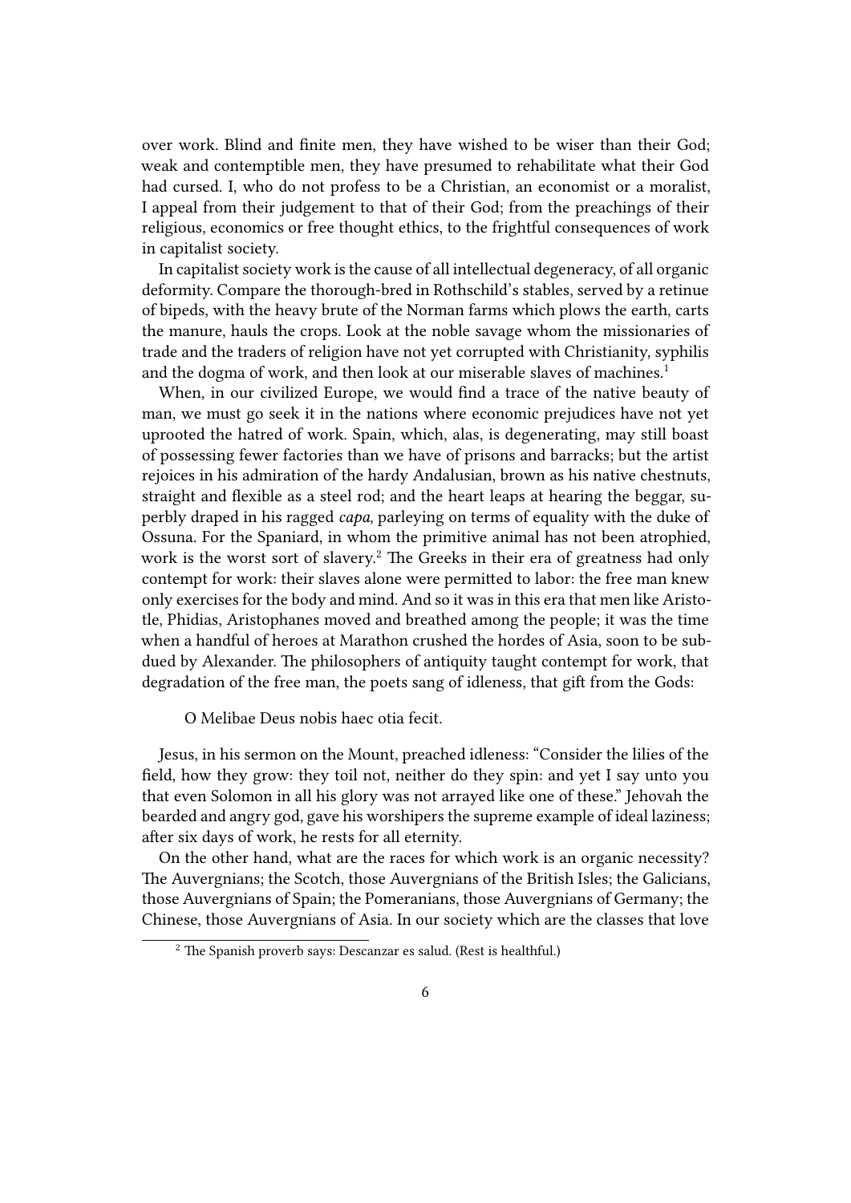over work. Blind and finite men, they have wished to be wiser than their God; weak and contemptible men, they have presumed to rehabilitate what their God had cursed. I, who do not profess to be a Christian, an economist or a moralist, I appeal from their judgement to that of their God; from the preachings of their religious, economics or free thought ethics, to the frightful consequences of work in capitalist society.

In capitalist society work is the cause of all intellectual degeneracy, of all organic deformity. Compare the thorough-bred in Rothschild's stables, served by a retinue of bipeds, with the heavy brute of the Norman farms which plows the earth, carts the manure, hauls the crops. Look at the noble savage whom the missionaries of trade and the traders of religion have not yet corrupted with Christianity, syphilis and the dogma of work, and then look at our miserable slaves of machines.[1]

When, in our civilized Europe, we would find a trace of the native beauty of man, we must go seek it in the nations where economic prejudices have not yet uprooted the hatred of work. Spain, which, alas, is degenerating, may still boast of possessing fewer factories than we have of prisons and barracks; but the artist rejoices in his admiration of the hardy Andalusian, brown as his native chestnuts, straight and flexible as a steel rod; and the heart leaps at hearing the beggar, superbly draped in his ragged *capa*, parleying on terms of equality with the duke of Ossuna. For the Spaniard, in whom the primitive animal has not been atrophied, work is the worst sort of slavery.[2] The Greeks in their era of greatness had only contempt for work: their slaves alone were permitted to labor: the free man knew only exercises for the body and mind. And so it was in this era that men like Aristotle, Phidias, Aristophanes moved and breathed among the people; it was the time when a handful of heroes at Marathon crushed the hordes of Asia, soon to be subdued by Alexander. The philosophers of antiquity taught contempt for work, that degradation of the free man, the poets sang of idleness, that gift from the Gods:

> O Melibae Deus nobis haec otia fecit.

Jesus, in his sermon on the Mount, preached idleness: "Consider the lilies of the field, how they grow: they toil not, neither do they spin: and yet I say unto you that even Solomon in all his glory was not arrayed like one of these." Jehovah the bearded and angry god, gave his worshipers the supreme example of ideal laziness; after six days of work, he rests for all eternity.

On the other hand, what are the races for which work is an organic necessity? The Auvergnians; the Scotch, those Auvergnians of the British Isles; the Galicians, those Auvergnians of Spain; the Pomeranians, those Auvergnians of Germany; the Chinese, those Auvergnians of Asia. In our society which are the classes that love

---

[2] The Spanish proverb says: Descanzar es salud. (Rest is healthful.)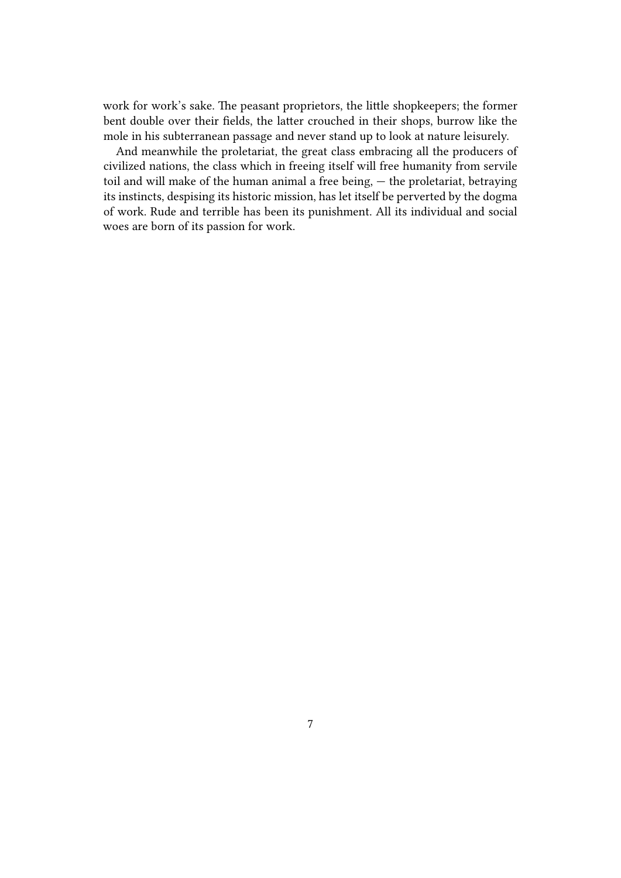work for work's sake. The peasant proprietors, the little shopkeepers; the former bent double over their fields, the latter crouched in their shops, burrow like the mole in his subterranean passage and never stand up to look at nature leisurely.

And meanwhile the proletariat, the great class embracing all the producers of civilized nations, the class which in freeing itself will free humanity from servile toil and will make of the human animal a free being, — the proletariat, betraying its instincts, despising its historic mission, has let itself be perverted by the dogma of work. Rude and terrible has been its punishment. All its individual and social woes are born of its passion for work.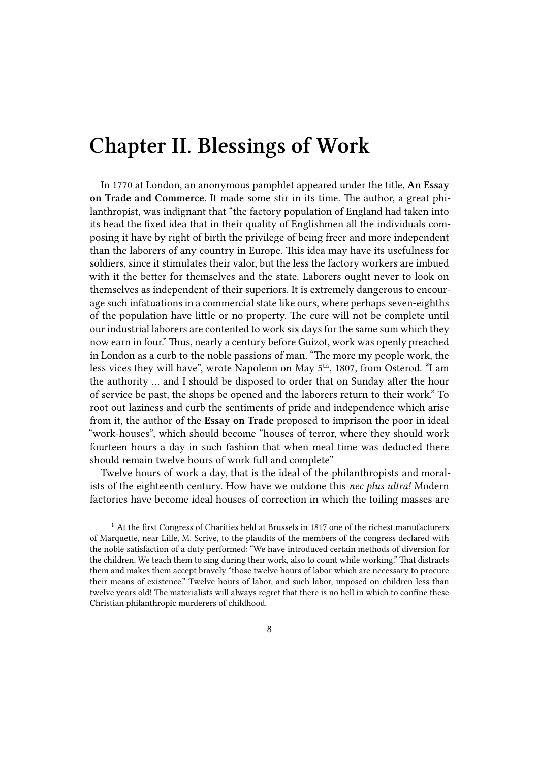# Chapter II. Blessings of Work

In 1770 at London, an anonymous pamphlet appeared under the title, **An Essay on Trade and Commerce**. It made some stir in its time. The author, a great philanthropist, was indignant that "the factory population of England had taken into its head the fixed idea that in their quality of Englishmen all the individuals composing it have by right of birth the privilege of being freer and more independent than the laborers of any country in Europe. This idea may have its usefulness for soldiers, since it stimulates their valor, but the less the factory workers are imbued with it the better for themselves and the state. Laborers ought never to look on themselves as independent of their superiors. It is extremely dangerous to encourage such infatuations in a commercial state like ours, where perhaps seven-eighths of the population have little or no property. The cure will not be complete until our industrial laborers are contented to work six days for the same sum which they now earn in four." Thus, nearly a century before Guizot, work was openly preached in London as a curb to the noble passions of man. "The more my people work, the less vices they will have", wrote Napoleon on May 5th, 1807, from Osterod. "I am the authority … and I should be disposed to order that on Sunday after the hour of service be past, the shops be opened and the laborers return to their work." To root out laziness and curb the sentiments of pride and independence which arise from it, the author of the **Essay on Trade** proposed to imprison the poor in ideal "work-houses", which should become "houses of terror, where they should work fourteen hours a day in such fashion that when meal time was deducted there should remain twelve hours of work full and complete"

Twelve hours of work a day, that is the ideal of the philanthropists and moralists of the eighteenth century. How have we outdone this *nec plus ultra!* Modern factories have become ideal houses of correction in which the toiling masses are

[1] At the first Congress of Charities held at Brussels in 1817 one of the richest manufacturers of Marquette, near Lille, M. Scrive, to the plaudits of the members of the congress declared with the noble satisfaction of a duty performed: "We have introduced certain methods of diversion for the children. We teach them to sing during their work, also to count while working." That distracts them and makes them accept bravely "those twelve hours of labor which are necessary to procure their means of existence." Twelve hours of labor, and such labor, imposed on children less than twelve years old! The materialists will always regret that there is no hell in which to confine these Christian philanthropic murderers of childhood.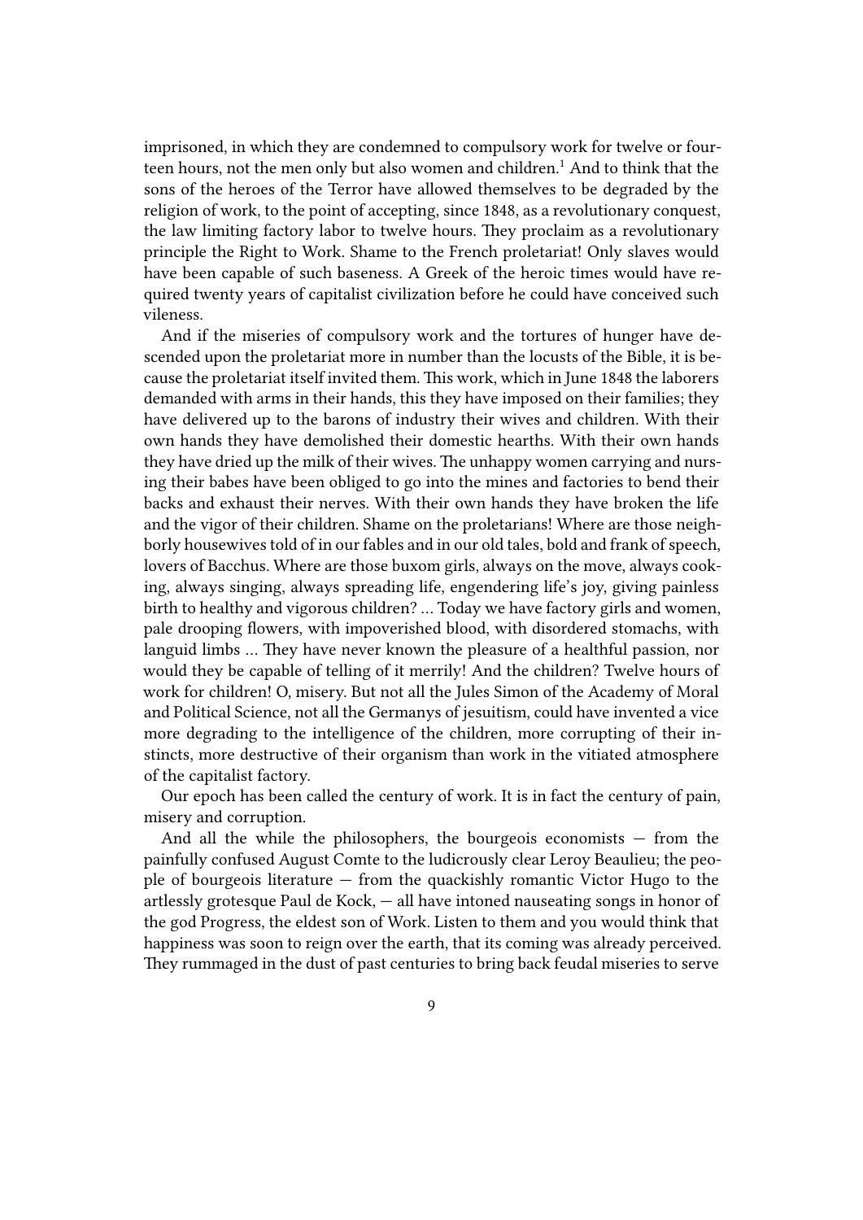imprisoned, in which they are condemned to compulsory work for twelve or fourteen hours, not the men only but also women and children.[1] And to think that the sons of the heroes of the Terror have allowed themselves to be degraded by the religion of work, to the point of accepting, since 1848, as a revolutionary conquest, the law limiting factory labor to twelve hours. They proclaim as a revolutionary principle the Right to Work. Shame to the French proletariat! Only slaves would have been capable of such baseness. A Greek of the heroic times would have required twenty years of capitalist civilization before he could have conceived such vileness.

And if the miseries of compulsory work and the tortures of hunger have descended upon the proletariat more in number than the locusts of the Bible, it is because the proletariat itself invited them. This work, which in June 1848 the laborers demanded with arms in their hands, this they have imposed on their families; they have delivered up to the barons of industry their wives and children. With their own hands they have demolished their domestic hearths. With their own hands they have dried up the milk of their wives. The unhappy women carrying and nursing their babes have been obliged to go into the mines and factories to bend their backs and exhaust their nerves. With their own hands they have broken the life and the vigor of their children. Shame on the proletarians! Where are those neighborly housewives told of in our fables and in our old tales, bold and frank of speech, lovers of Bacchus. Where are those buxom girls, always on the move, always cooking, always singing, always spreading life, engendering life's joy, giving painless birth to healthy and vigorous children? … Today we have factory girls and women, pale drooping flowers, with impoverished blood, with disordered stomachs, with languid limbs … They have never known the pleasure of a healthful passion, nor would they be capable of telling of it merrily! And the children? Twelve hours of work for children! O, misery. But not all the Jules Simon of the Academy of Moral and Political Science, not all the Germanys of jesuitism, could have invented a vice more degrading to the intelligence of the children, more corrupting of their instincts, more destructive of their organism than work in the vitiated atmosphere of the capitalist factory.

Our epoch has been called the century of work. It is in fact the century of pain, misery and corruption.

And all the while the philosophers, the bourgeois economists — from the painfully confused August Comte to the ludicrously clear Leroy Beaulieu; the people of bourgeois literature — from the quackishly romantic Victor Hugo to the artlessly grotesque Paul de Kock, — all have intoned nauseating songs in honor of the god Progress, the eldest son of Work. Listen to them and you would think that happiness was soon to reign over the earth, that its coming was already perceived. They rummaged in the dust of past centuries to bring back feudal miseries to serve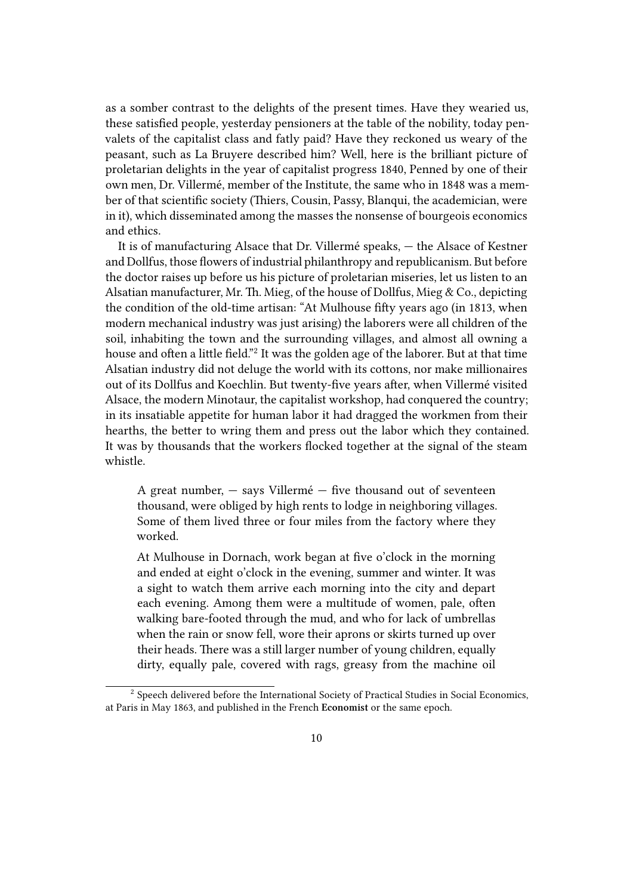as a somber contrast to the delights of the present times. Have they wearied us, these satisfied people, yesterday pensioners at the table of the nobility, today pen-valets of the capitalist class and fatly paid? Have they reckoned us weary of the peasant, such as La Bruyere described him? Well, here is the brilliant picture of proletarian delights in the year of capitalist progress 1840, Penned by one of their own men, Dr. Villermé, member of the Institute, the same who in 1848 was a member of that scientific society (Thiers, Cousin, Passy, Blanqui, the academician, were in it), which disseminated among the masses the nonsense of bourgeois economics and ethics.

It is of manufacturing Alsace that Dr. Villermé speaks, — the Alsace of Kestner and Dollfus, those flowers of industrial philanthropy and republicanism. But before the doctor raises up before us his picture of proletarian miseries, let us listen to an Alsatian manufacturer, Mr. Th. Mieg, of the house of Dollfus, Mieg & Co., depicting the condition of the old-time artisan: "At Mulhouse fifty years ago (in 1813, when modern mechanical industry was just arising) the laborers were all children of the soil, inhabiting the town and the surrounding villages, and almost all owning a house and often a little field."[2] It was the golden age of the laborer. But at that time Alsatian industry did not deluge the world with its cottons, nor make millionaires out of its Dollfus and Koechlin. But twenty-five years after, when Villermé visited Alsace, the modern Minotaur, the capitalist workshop, had conquered the country; in its insatiable appetite for human labor it had dragged the workmen from their hearths, the better to wring them and press out the labor which they contained. It was by thousands that the workers flocked together at the signal of the steam whistle.

> A great number, — says Villermé — five thousand out of seventeen thousand, were obliged by high rents to lodge in neighboring villages. Some of them lived three or four miles from the factory where they worked.
>
> At Mulhouse in Dornach, work began at five o'clock in the morning and ended at eight o'clock in the evening, summer and winter. It was a sight to watch them arrive each morning into the city and depart each evening. Among them were a multitude of women, pale, often walking bare-footed through the mud, and who for lack of umbrellas when the rain or snow fell, wore their aprons or skirts turned up over their heads. There was a still larger number of young children, equally dirty, equally pale, covered with rags, greasy from the machine oil

[2] Speech delivered before the International Society of Practical Studies in Social Economics, at Paris in May 1863, and published in the French **Economist** or the same epoch.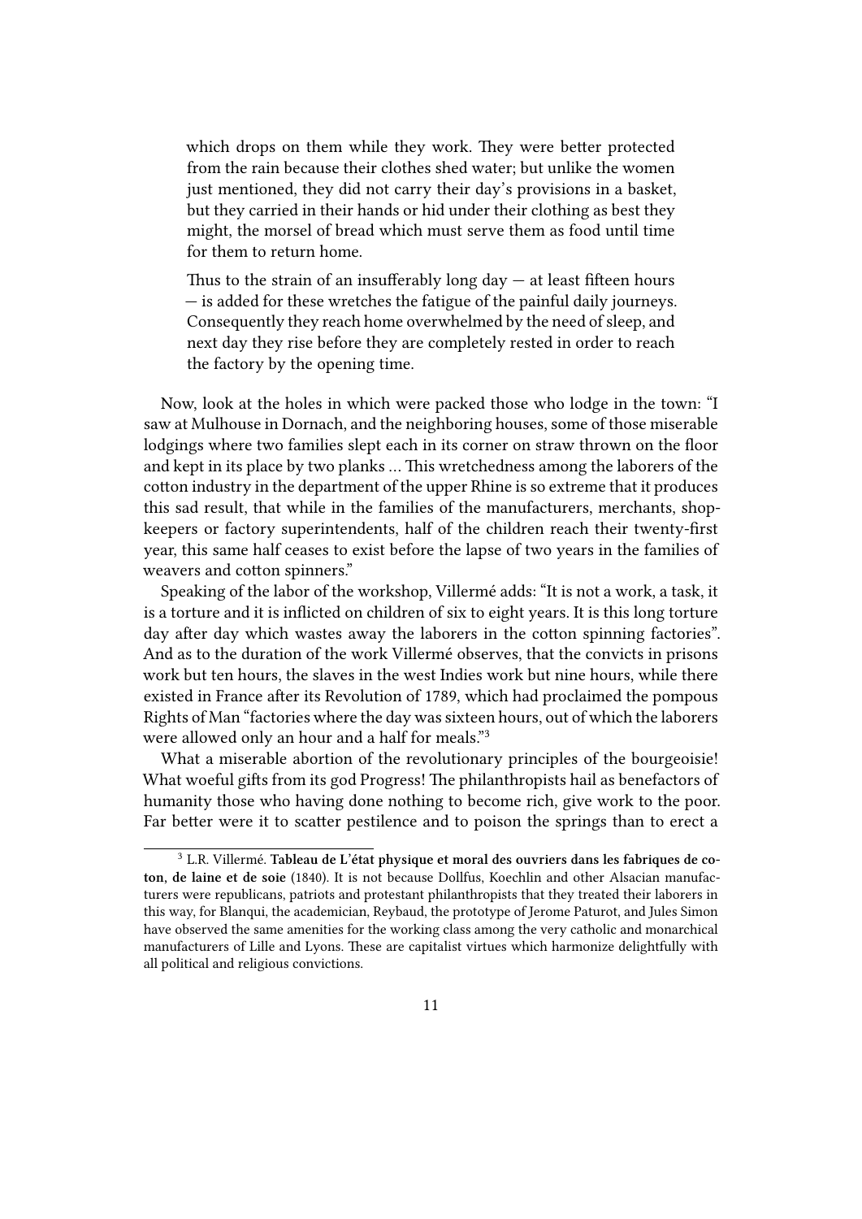> which drops on them while they work. They were better protected from the rain because their clothes shed water; but unlike the women just mentioned, they did not carry their day's provisions in a basket, but they carried in their hands or hid under their clothing as best they might, the morsel of bread which must serve them as food until time for them to return home.
>
> Thus to the strain of an insufferably long day — at least fifteen hours — is added for these wretches the fatigue of the painful daily journeys. Consequently they reach home overwhelmed by the need of sleep, and next day they rise before they are completely rested in order to reach the factory by the opening time.

Now, look at the holes in which were packed those who lodge in the town: "I saw at Mulhouse in Dornach, and the neighboring houses, some of those miserable lodgings where two families slept each in its corner on straw thrown on the floor and kept in its place by two planks … This wretchedness among the laborers of the cotton industry in the department of the upper Rhine is so extreme that it produces this sad result, that while in the families of the manufacturers, merchants, shopkeepers or factory superintendents, half of the children reach their twenty-first year, this same half ceases to exist before the lapse of two years in the families of weavers and cotton spinners."

Speaking of the labor of the workshop, Villermé adds: "It is not a work, a task, it is a torture and it is inflicted on children of six to eight years. It is this long torture day after day which wastes away the laborers in the cotton spinning factories". And as to the duration of the work Villermé observes, that the convicts in prisons work but ten hours, the slaves in the west Indies work but nine hours, while there existed in France after its Revolution of 1789, which had proclaimed the pompous Rights of Man "factories where the day was sixteen hours, out of which the laborers were allowed only an hour and a half for meals."[3]

What a miserable abortion of the revolutionary principles of the bourgeoisie! What woeful gifts from its god Progress! The philanthropists hail as benefactors of humanity those who having done nothing to become rich, give work to the poor. Far better were it to scatter pestilence and to poison the springs than to erect a

---

[3] L.R. Villermé. **Tableau de L'état physique et moral des ouvriers dans les fabriques de coton, de laine et de soie** (1840). It is not because Dollfus, Koechlin and other Alsacian manufacturers were republicans, patriots and protestant philanthropists that they treated their laborers in this way, for Blanqui, the academician, Reybaud, the prototype of Jerome Paturot, and Jules Simon have observed the same amenities for the working class among the very catholic and monarchical manufacturers of Lille and Lyons. These are capitalist virtues which harmonize delightfully with all political and religious convictions.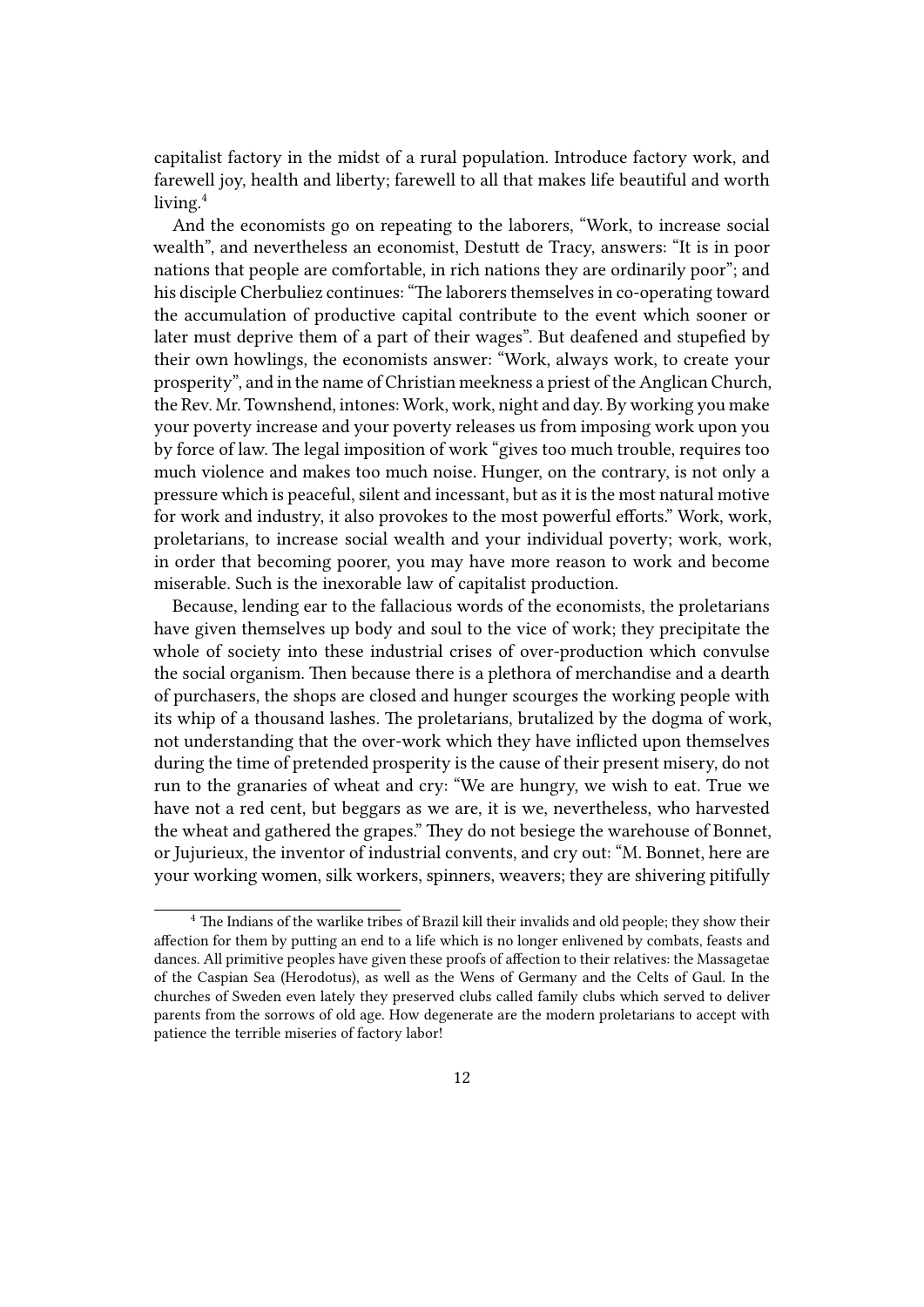capitalist factory in the midst of a rural population. Introduce factory work, and farewell joy, health and liberty; farewell to all that makes life beautiful and worth living.[4]

And the economists go on repeating to the laborers, "Work, to increase social wealth", and nevertheless an economist, Destutt de Tracy, answers: "It is in poor nations that people are comfortable, in rich nations they are ordinarily poor"; and his disciple Cherbuliez continues: "The laborers themselves in co-operating toward the accumulation of productive capital contribute to the event which sooner or later must deprive them of a part of their wages". But deafened and stupefied by their own howlings, the economists answer: "Work, always work, to create your prosperity", and in the name of Christian meekness a priest of the Anglican Church, the Rev. Mr. Townshend, intones: Work, work, night and day. By working you make your poverty increase and your poverty releases us from imposing work upon you by force of law. The legal imposition of work "gives too much trouble, requires too much violence and makes too much noise. Hunger, on the contrary, is not only a pressure which is peaceful, silent and incessant, but as it is the most natural motive for work and industry, it also provokes to the most powerful efforts." Work, work, proletarians, to increase social wealth and your individual poverty; work, work, in order that becoming poorer, you may have more reason to work and become miserable. Such is the inexorable law of capitalist production.

Because, lending ear to the fallacious words of the economists, the proletarians have given themselves up body and soul to the vice of work; they precipitate the whole of society into these industrial crises of over-production which convulse the social organism. Then because there is a plethora of merchandise and a dearth of purchasers, the shops are closed and hunger scourges the working people with its whip of a thousand lashes. The proletarians, brutalized by the dogma of work, not understanding that the over-work which they have inflicted upon themselves during the time of pretended prosperity is the cause of their present misery, do not run to the granaries of wheat and cry: "We are hungry, we wish to eat. True we have not a red cent, but beggars as we are, it is we, nevertheless, who harvested the wheat and gathered the grapes." They do not besiege the warehouse of Bonnet, or Jujurieux, the inventor of industrial convents, and cry out: "M. Bonnet, here are your working women, silk workers, spinners, weavers; they are shivering pitifully

---

[4] The Indians of the warlike tribes of Brazil kill their invalids and old people; they show their affection for them by putting an end to a life which is no longer enlivened by combats, feasts and dances. All primitive peoples have given these proofs of affection to their relatives: the Massagetae of the Caspian Sea (Herodotus), as well as the Wens of Germany and the Celts of Gaul. In the churches of Sweden even lately they preserved clubs called family clubs which served to deliver parents from the sorrows of old age. How degenerate are the modern proletarians to accept with patience the terrible miseries of factory labor!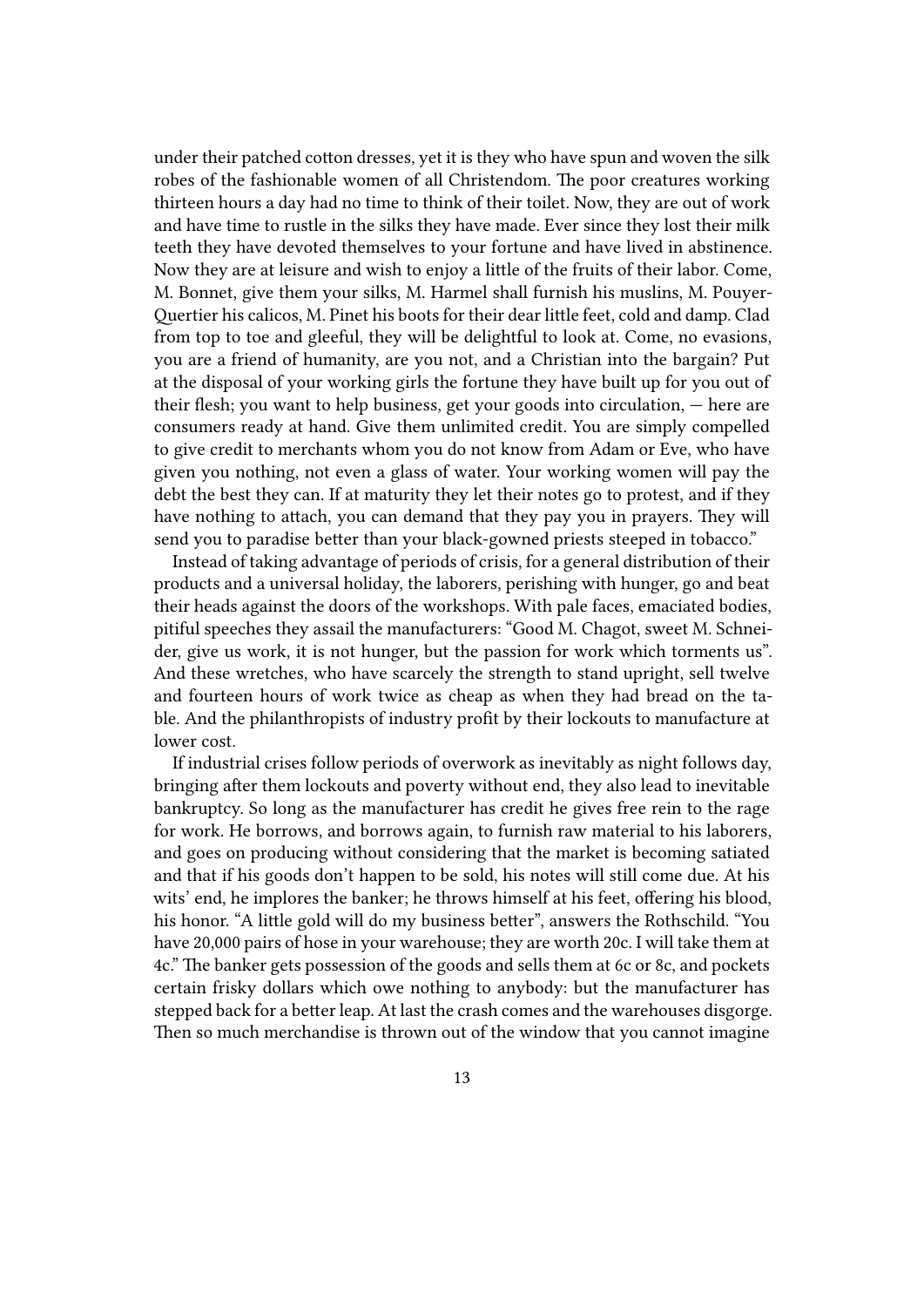under their patched cotton dresses, yet it is they who have spun and woven the silk robes of the fashionable women of all Christendom. The poor creatures working thirteen hours a day had no time to think of their toilet. Now, they are out of work and have time to rustle in the silks they have made. Ever since they lost their milk teeth they have devoted themselves to your fortune and have lived in abstinence. Now they are at leisure and wish to enjoy a little of the fruits of their labor. Come, M. Bonnet, give them your silks, M. Harmel shall furnish his muslins, M. Pouyer-Quertier his calicos, M. Pinet his boots for their dear little feet, cold and damp. Clad from top to toe and gleeful, they will be delightful to look at. Come, no evasions, you are a friend of humanity, are you not, and a Christian into the bargain? Put at the disposal of your working girls the fortune they have built up for you out of their flesh; you want to help business, get your goods into circulation, — here are consumers ready at hand. Give them unlimited credit. You are simply compelled to give credit to merchants whom you do not know from Adam or Eve, who have given you nothing, not even a glass of water. Your working women will pay the debt the best they can. If at maturity they let their notes go to protest, and if they have nothing to attach, you can demand that they pay you in prayers. They will send you to paradise better than your black-gowned priests steeped in tobacco."

Instead of taking advantage of periods of crisis, for a general distribution of their products and a universal holiday, the laborers, perishing with hunger, go and beat their heads against the doors of the workshops. With pale faces, emaciated bodies, pitiful speeches they assail the manufacturers: "Good M. Chagot, sweet M. Schneider, give us work, it is not hunger, but the passion for work which torments us". And these wretches, who have scarcely the strength to stand upright, sell twelve and fourteen hours of work twice as cheap as when they had bread on the table. And the philanthropists of industry profit by their lockouts to manufacture at lower cost.

If industrial crises follow periods of overwork as inevitably as night follows day, bringing after them lockouts and poverty without end, they also lead to inevitable bankruptcy. So long as the manufacturer has credit he gives free rein to the rage for work. He borrows, and borrows again, to furnish raw material to his laborers, and goes on producing without considering that the market is becoming satiated and that if his goods don't happen to be sold, his notes will still come due. At his wits' end, he implores the banker; he throws himself at his feet, offering his blood, his honor. "A little gold will do my business better", answers the Rothschild. "You have 20,000 pairs of hose in your warehouse; they are worth 20c. I will take them at 4c." The banker gets possession of the goods and sells them at 6c or 8c, and pockets certain frisky dollars which owe nothing to anybody: but the manufacturer has stepped back for a better leap. At last the crash comes and the warehouses disgorge. Then so much merchandise is thrown out of the window that you cannot imagine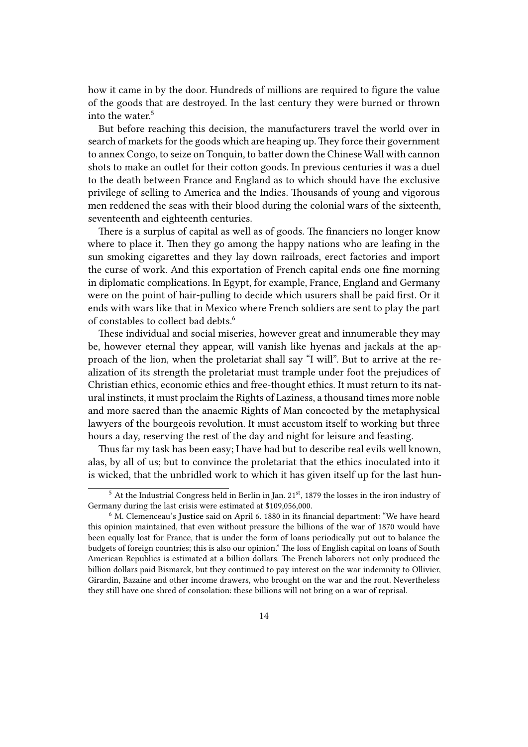how it came in by the door. Hundreds of millions are required to figure the value of the goods that are destroyed. In the last century they were burned or thrown into the water.[5]

But before reaching this decision, the manufacturers travel the world over in search of markets for the goods which are heaping up. They force their government to annex Congo, to seize on Tonquin, to batter down the Chinese Wall with cannon shots to make an outlet for their cotton goods. In previous centuries it was a duel to the death between France and England as to which should have the exclusive privilege of selling to America and the Indies. Thousands of young and vigorous men reddened the seas with their blood during the colonial wars of the sixteenth, seventeenth and eighteenth centuries.

There is a surplus of capital as well as of goods. The financiers no longer know where to place it. Then they go among the happy nations who are leafing in the sun smoking cigarettes and they lay down railroads, erect factories and import the curse of work. And this exportation of French capital ends one fine morning in diplomatic complications. In Egypt, for example, France, England and Germany were on the point of hair-pulling to decide which usurers shall be paid first. Or it ends with wars like that in Mexico where French soldiers are sent to play the part of constables to collect bad debts.[6]

These individual and social miseries, however great and innumerable they may be, however eternal they appear, will vanish like hyenas and jackals at the approach of the lion, when the proletariat shall say "I will". But to arrive at the realization of its strength the proletariat must trample under foot the prejudices of Christian ethics, economic ethics and free-thought ethics. It must return to its natural instincts, it must proclaim the Rights of Laziness, a thousand times more noble and more sacred than the anaemic Rights of Man concocted by the metaphysical lawyers of the bourgeois revolution. It must accustom itself to working but three hours a day, reserving the rest of the day and night for leisure and feasting.

Thus far my task has been easy; I have had but to describe real evils well known, alas, by all of us; but to convince the proletariat that the ethics inoculated into it is wicked, that the unbridled work to which it has given itself up for the last hun-

---

[5] At the Industrial Congress held in Berlin in Jan. 21st, 1879 the losses in the iron industry of Germany during the last crisis were estimated at $109,056,000.

[6] M. Clemenceau's **Justice** said on April 6. 1880 in its financial department: "We have heard this opinion maintained, that even without pressure the billions of the war of 1870 would have been equally lost for France, that is under the form of loans periodically put out to balance the budgets of foreign countries; this is also our opinion." The loss of English capital on loans of South American Republics is estimated at a billion dollars. The French laborers not only produced the billion dollars paid Bismarck, but they continued to pay interest on the war indemnity to Ollivier, Girardin, Bazaine and other income drawers, who brought on the war and the rout. Nevertheless they still have one shred of consolation: these billions will not bring on a war of reprisal.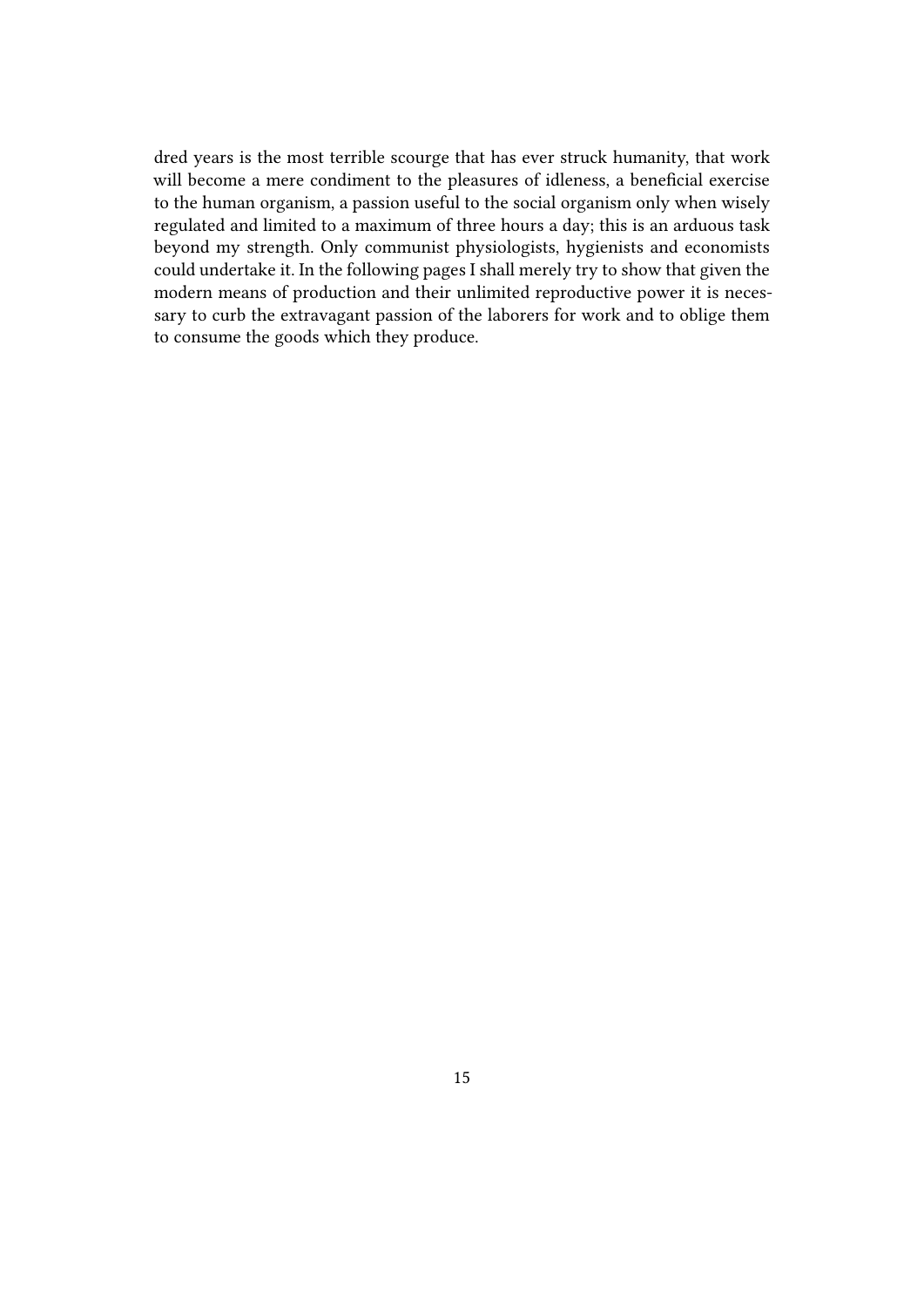dred years is the most terrible scourge that has ever struck humanity, that work will become a mere condiment to the pleasures of idleness, a beneficial exercise to the human organism, a passion useful to the social organism only when wisely regulated and limited to a maximum of three hours a day; this is an arduous task beyond my strength. Only communist physiologists, hygienists and economists could undertake it. In the following pages I shall merely try to show that given the modern means of production and their unlimited reproductive power it is necessary to curb the extravagant passion of the laborers for work and to oblige them to consume the goods which they produce.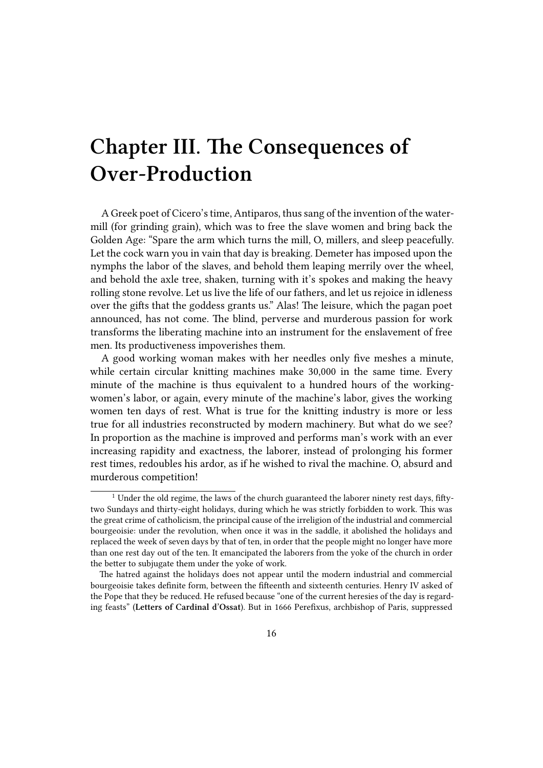# Chapter III. The Consequences of Over-Production

A Greek poet of Cicero's time, Antiparos, thus sang of the invention of the water-mill (for grinding grain), which was to free the slave women and bring back the Golden Age: "Spare the arm which turns the mill, O, millers, and sleep peacefully. Let the cock warn you in vain that day is breaking. Demeter has imposed upon the nymphs the labor of the slaves, and behold them leaping merrily over the wheel, and behold the axle tree, shaken, turning with it's spokes and making the heavy rolling stone revolve. Let us live the life of our fathers, and let us rejoice in idleness over the gifts that the goddess grants us." Alas! The leisure, which the pagan poet announced, has not come. The blind, perverse and murderous passion for work transforms the liberating machine into an instrument for the enslavement of free men. Its productiveness impoverishes them.

A good working woman makes with her needles only five meshes a minute, while certain circular knitting machines make 30,000 in the same time. Every minute of the machine is thus equivalent to a hundred hours of the working-women's labor, or again, every minute of the machine's labor, gives the working women ten days of rest. What is true for the knitting industry is more or less true for all industries reconstructed by modern machinery. But what do we see? In proportion as the machine is improved and performs man's work with an ever increasing rapidity and exactness, the laborer, instead of prolonging his former rest times, redoubles his ardor, as if he wished to rival the machine. O, absurd and murderous competition!

---

[1] Under the old regime, the laws of the church guaranteed the laborer ninety rest days, fifty-two Sundays and thirty-eight holidays, during which he was strictly forbidden to work. This was the great crime of catholicism, the principal cause of the irreligion of the industrial and commercial bourgeoisie: under the revolution, when once it was in the saddle, it abolished the holidays and replaced the week of seven days by that of ten, in order that the people might no longer have more than one rest day out of the ten. It emancipated the laborers from the yoke of the church in order the better to subjugate them under the yoke of work.

The hatred against the holidays does not appear until the modern industrial and commercial bourgeoisie takes definite form, between the fifteenth and sixteenth centuries. Henry IV asked of the Pope that they be reduced. He refused because "one of the current heresies of the day is regarding feasts" (**Letters of Cardinal d'Ossat**). But in 1666 Perefixus, archbishop of Paris, suppressed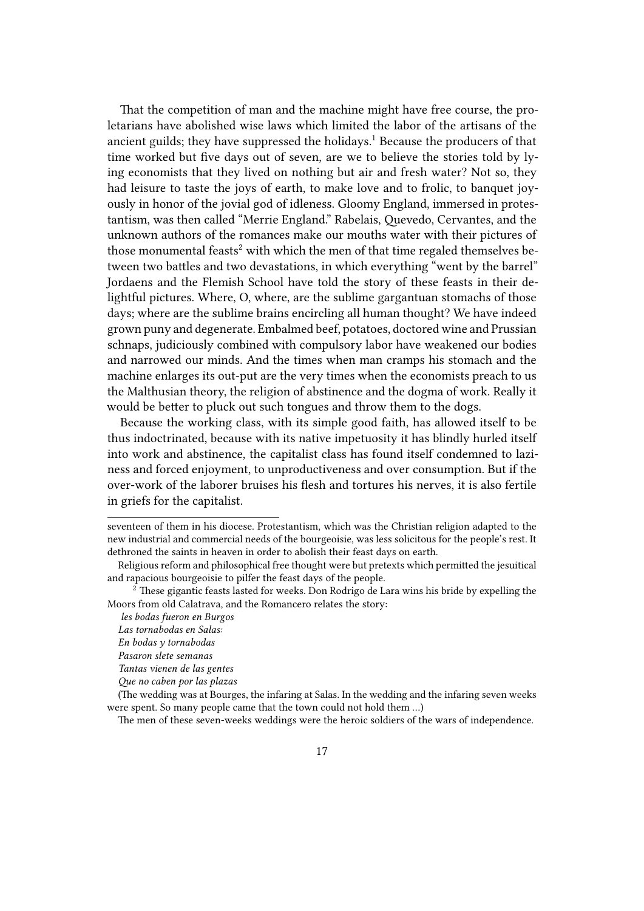That the competition of man and the machine might have free course, the proletarians have abolished wise laws which limited the labor of the artisans of the ancient guilds; they have suppressed the holidays.[1] Because the producers of that time worked but five days out of seven, are we to believe the stories told by lying economists that they lived on nothing but air and fresh water? Not so, they had leisure to taste the joys of earth, to make love and to frolic, to banquet joyously in honor of the jovial god of idleness. Gloomy England, immersed in protestantism, was then called "Merrie England." Rabelais, Quevedo, Cervantes, and the unknown authors of the romances make our mouths water with their pictures of those monumental feasts[2] with which the men of that time regaled themselves between two battles and two devastations, in which everything "went by the barrel" Jordaens and the Flemish School have told the story of these feasts in their delightful pictures. Where, O, where, are the sublime gargantuan stomachs of those days; where are the sublime brains encircling all human thought? We have indeed grown puny and degenerate. Embalmed beef, potatoes, doctored wine and Prussian schnaps, judiciously combined with compulsory labor have weakened our bodies and narrowed our minds. And the times when man cramps his stomach and the machine enlarges its out-put are the very times when the economists preach to us the Malthusian theory, the religion of abstinence and the dogma of work. Really it would be better to pluck out such tongues and throw them to the dogs.

Because the working class, with its simple good faith, has allowed itself to be thus indoctrinated, because with its native impetuosity it has blindly hurled itself into work and abstinence, the capitalist class has found itself condemned to laziness and forced enjoyment, to unproductiveness and over consumption. But if the over-work of the laborer bruises his flesh and tortures his nerves, it is also fertile in griefs for the capitalist.

---

seventeen of them in his diocese. Protestantism, which was the Christian religion adapted to the new industrial and commercial needs of the bourgeoisie, was less solicitous for the people's rest. It dethroned the saints in heaven in order to abolish their feast days on earth.

Religious reform and philosophical free thought were but pretexts which permitted the jesuitical and rapacious bourgeoisie to pilfer the feast days of the people.

[2] These gigantic feasts lasted for weeks. Don Rodrigo de Lara wins his bride by expelling the Moors from old Calatrava, and the Romancero relates the story:

*les bodas fueron en Burgos*
*Las tornabodas en Salas:*
*En bodas y tornabodas*
*Pasaron slete semanas*
*Tantas vienen de las gentes*
*Que no caben por las plazas*

(The wedding was at Bourges, the infaring at Salas. In the wedding and the infaring seven weeks were spent. So many people came that the town could not hold them …)

The men of these seven-weeks weddings were the heroic soldiers of the wars of independence.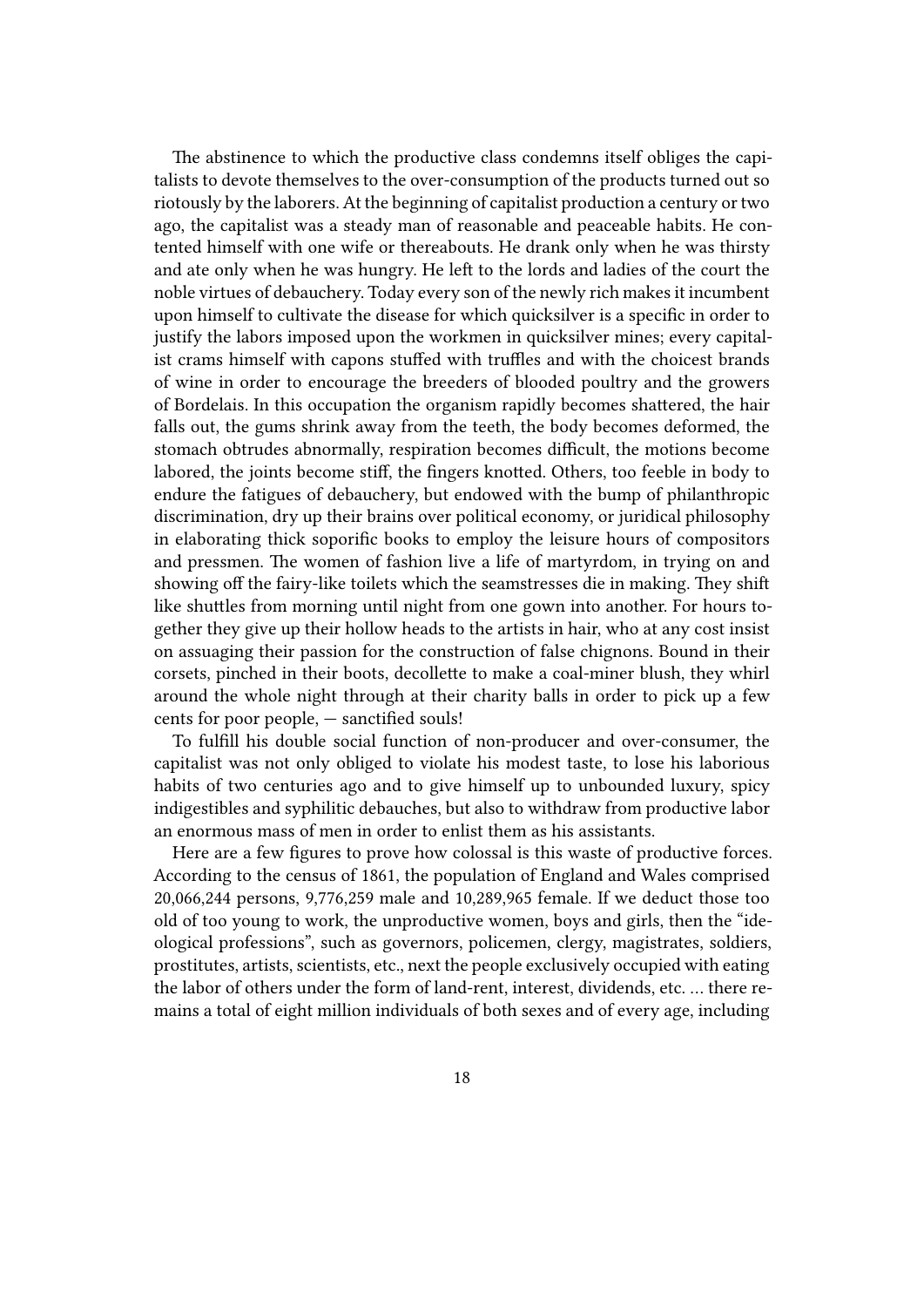The abstinence to which the productive class condemns itself obliges the capitalists to devote themselves to the over-consumption of the products turned out so riotously by the laborers. At the beginning of capitalist production a century or two ago, the capitalist was a steady man of reasonable and peaceable habits. He contented himself with one wife or thereabouts. He drank only when he was thirsty and ate only when he was hungry. He left to the lords and ladies of the court the noble virtues of debauchery. Today every son of the newly rich makes it incumbent upon himself to cultivate the disease for which quicksilver is a specific in order to justify the labors imposed upon the workmen in quicksilver mines; every capitalist crams himself with capons stuffed with truffles and with the choicest brands of wine in order to encourage the breeders of blooded poultry and the growers of Bordelais. In this occupation the organism rapidly becomes shattered, the hair falls out, the gums shrink away from the teeth, the body becomes deformed, the stomach obtrudes abnormally, respiration becomes difficult, the motions become labored, the joints become stiff, the fingers knotted. Others, too feeble in body to endure the fatigues of debauchery, but endowed with the bump of philanthropic discrimination, dry up their brains over political economy, or juridical philosophy in elaborating thick soporific books to employ the leisure hours of compositors and pressmen. The women of fashion live a life of martyrdom, in trying on and showing off the fairy-like toilets which the seamstresses die in making. They shift like shuttles from morning until night from one gown into another. For hours together they give up their hollow heads to the artists in hair, who at any cost insist on assuaging their passion for the construction of false chignons. Bound in their corsets, pinched in their boots, decollette to make a coal-miner blush, they whirl around the whole night through at their charity balls in order to pick up a few cents for poor people, — sanctified souls!

To fulfill his double social function of non-producer and over-consumer, the capitalist was not only obliged to violate his modest taste, to lose his laborious habits of two centuries ago and to give himself up to unbounded luxury, spicy indigestibles and syphilitic debauches, but also to withdraw from productive labor an enormous mass of men in order to enlist them as his assistants.

Here are a few figures to prove how colossal is this waste of productive forces. According to the census of 1861, the population of England and Wales comprised 20,066,244 persons, 9,776,259 male and 10,289,965 female. If we deduct those too old of too young to work, the unproductive women, boys and girls, then the "ideological professions", such as governors, policemen, clergy, magistrates, soldiers, prostitutes, artists, scientists, etc., next the people exclusively occupied with eating the labor of others under the form of land-rent, interest, dividends, etc. … there remains a total of eight million individuals of both sexes and of every age, including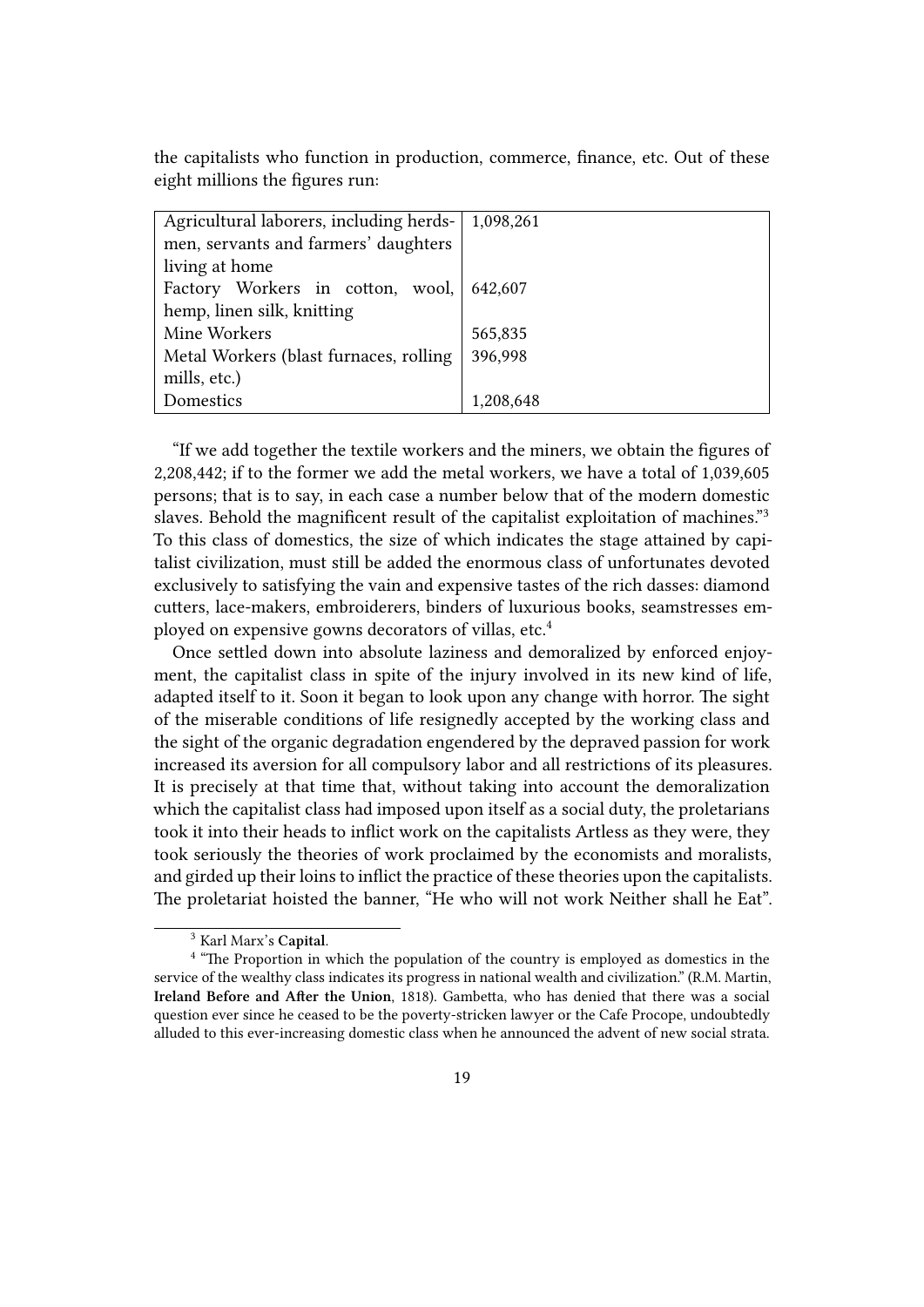the capitalists who function in production, commerce, finance, etc. Out of these eight millions the figures run:

| | |
|---|---|
| Agricultural laborers, including herdsmen, servants and farmers' daughters living at home | 1,098,261 |
| Factory Workers in cotton, wool, hemp, linen silk, knitting | 642,607 |
| Mine Workers | 565,835 |
| Metal Workers (blast furnaces, rolling mills, etc.) | 396,998 |
| Domestics | 1,208,648 |

"If we add together the textile workers and the miners, we obtain the figures of 2,208,442; if to the former we add the metal workers, we have a total of 1,039,605 persons; that is to say, in each case a number below that of the modern domestic slaves. Behold the magnificent result of the capitalist exploitation of machines."[3] To this class of domestics, the size of which indicates the stage attained by capitalist civilization, must still be added the enormous class of unfortunates devoted exclusively to satisfying the vain and expensive tastes of the rich dasses: diamond cutters, lace-makers, embroiderers, binders of luxurious books, seamstresses employed on expensive gowns decorators of villas, etc.[4]

Once settled down into absolute laziness and demoralized by enforced enjoyment, the capitalist class in spite of the injury involved in its new kind of life, adapted itself to it. Soon it began to look upon any change with horror. The sight of the miserable conditions of life resignedly accepted by the working class and the sight of the organic degradation engendered by the depraved passion for work increased its aversion for all compulsory labor and all restrictions of its pleasures. It is precisely at that time that, without taking into account the demoralization which the capitalist class had imposed upon itself as a social duty, the proletarians took it into their heads to inflict work on the capitalists Artless as they were, they took seriously the theories of work proclaimed by the economists and moralists, and girded up their loins to inflict the practice of these theories upon the capitalists. The proletariat hoisted the banner, "He who will not work Neither shall he Eat".

[3] Karl Marx's **Capital**.

[4] "The Proportion in which the population of the country is employed as domestics in the service of the wealthy class indicates its progress in national wealth and civilization." (R.M. Martin, **Ireland Before and After the Union**, 1818). Gambetta, who has denied that there was a social question ever since he ceased to be the poverty-stricken lawyer or the Cafe Procope, undoubtedly alluded to this ever-increasing domestic class when he announced the advent of new social strata.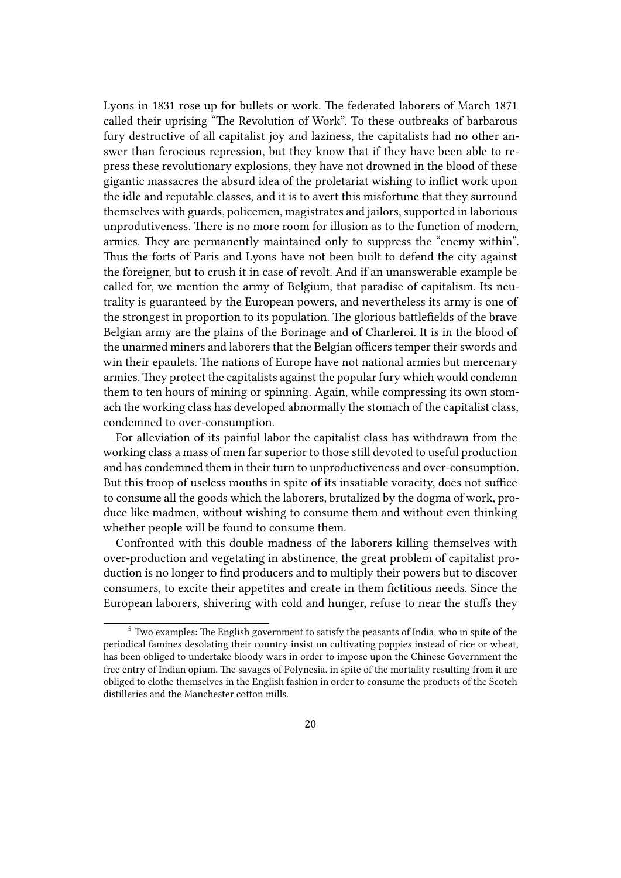Lyons in 1831 rose up for bullets or work. The federated laborers of March 1871 called their uprising "The Revolution of Work". To these outbreaks of barbarous fury destructive of all capitalist joy and laziness, the capitalists had no other answer than ferocious repression, but they know that if they have been able to repress these revolutionary explosions, they have not drowned in the blood of these gigantic massacres the absurd idea of the proletariat wishing to inflict work upon the idle and reputable classes, and it is to avert this misfortune that they surround themselves with guards, policemen, magistrates and jailors, supported in laborious unprodutiveness. There is no more room for illusion as to the function of modern, armies. They are permanently maintained only to suppress the "enemy within". Thus the forts of Paris and Lyons have not been built to defend the city against the foreigner, but to crush it in case of revolt. And if an unanswerable example be called for, we mention the army of Belgium, that paradise of capitalism. Its neutrality is guaranteed by the European powers, and nevertheless its army is one of the strongest in proportion to its population. The glorious battlefields of the brave Belgian army are the plains of the Borinage and of Charleroi. It is in the blood of the unarmed miners and laborers that the Belgian officers temper their swords and win their epaulets. The nations of Europe have not national armies but mercenary armies. They protect the capitalists against the popular fury which would condemn them to ten hours of mining or spinning. Again, while compressing its own stomach the working class has developed abnormally the stomach of the capitalist class, condemned to over-consumption.

For alleviation of its painful labor the capitalist class has withdrawn from the working class a mass of men far superior to those still devoted to useful production and has condemned them in their turn to unproductiveness and over-consumption. But this troop of useless mouths in spite of its insatiable voracity, does not suffice to consume all the goods which the laborers, brutalized by the dogma of work, produce like madmen, without wishing to consume them and without even thinking whether people will be found to consume them.

Confronted with this double madness of the laborers killing themselves with over-production and vegetating in abstinence, the great problem of capitalist production is no longer to find producers and to multiply their powers but to discover consumers, to excite their appetites and create in them fictitious needs. Since the European laborers, shivering with cold and hunger, refuse to near the stuffs they

---

[5] Two examples: The English government to satisfy the peasants of India, who in spite of the periodical famines desolating their country insist on cultivating poppies instead of rice or wheat, has been obliged to undertake bloody wars in order to impose upon the Chinese Government the free entry of Indian opium. The savages of Polynesia. in spite of the mortality resulting from it are obliged to clothe themselves in the English fashion in order to consume the products of the Scotch distilleries and the Manchester cotton mills.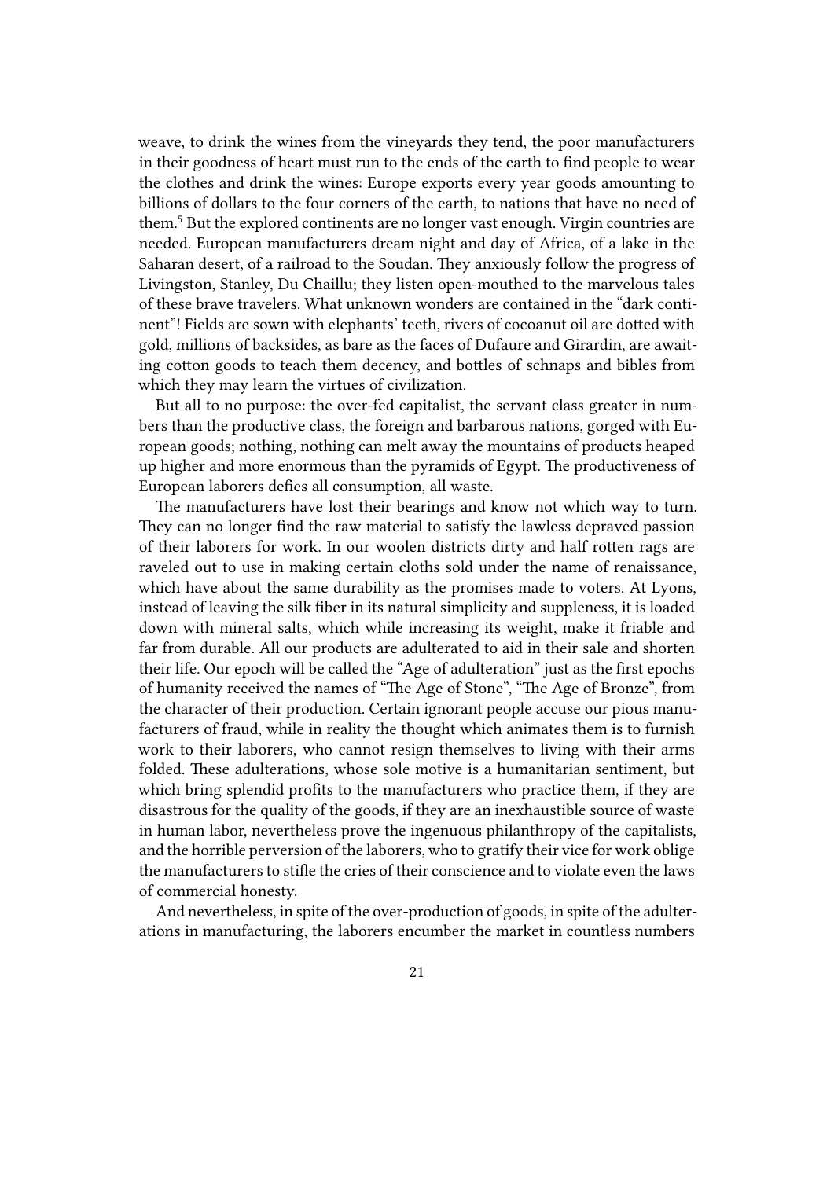weave, to drink the wines from the vineyards they tend, the poor manufacturers in their goodness of heart must run to the ends of the earth to find people to wear the clothes and drink the wines: Europe exports every year goods amounting to billions of dollars to the four corners of the earth, to nations that have no need of them.[5] But the explored continents are no longer vast enough. Virgin countries are needed. European manufacturers dream night and day of Africa, of a lake in the Saharan desert, of a railroad to the Soudan. They anxiously follow the progress of Livingston, Stanley, Du Chaillu; they listen open-mouthed to the marvelous tales of these brave travelers. What unknown wonders are contained in the "dark continent"! Fields are sown with elephants' teeth, rivers of cocoanut oil are dotted with gold, millions of backsides, as bare as the faces of Dufaure and Girardin, are awaiting cotton goods to teach them decency, and bottles of schnaps and bibles from which they may learn the virtues of civilization.

But all to no purpose: the over-fed capitalist, the servant class greater in numbers than the productive class, the foreign and barbarous nations, gorged with European goods; nothing, nothing can melt away the mountains of products heaped up higher and more enormous than the pyramids of Egypt. The productiveness of European laborers defies all consumption, all waste.

The manufacturers have lost their bearings and know not which way to turn. They can no longer find the raw material to satisfy the lawless depraved passion of their laborers for work. In our woolen districts dirty and half rotten rags are raveled out to use in making certain cloths sold under the name of renaissance, which have about the same durability as the promises made to voters. At Lyons, instead of leaving the silk fiber in its natural simplicity and suppleness, it is loaded down with mineral salts, which while increasing its weight, make it friable and far from durable. All our products are adulterated to aid in their sale and shorten their life. Our epoch will be called the "Age of adulteration" just as the first epochs of humanity received the names of "The Age of Stone", "The Age of Bronze", from the character of their production. Certain ignorant people accuse our pious manufacturers of fraud, while in reality the thought which animates them is to furnish work to their laborers, who cannot resign themselves to living with their arms folded. These adulterations, whose sole motive is a humanitarian sentiment, but which bring splendid profits to the manufacturers who practice them, if they are disastrous for the quality of the goods, if they are an inexhaustible source of waste in human labor, nevertheless prove the ingenuous philanthropy of the capitalists, and the horrible perversion of the laborers, who to gratify their vice for work oblige the manufacturers to stifle the cries of their conscience and to violate even the laws of commercial honesty.

And nevertheless, in spite of the over-production of goods, in spite of the adulterations in manufacturing, the laborers encumber the market in countless numbers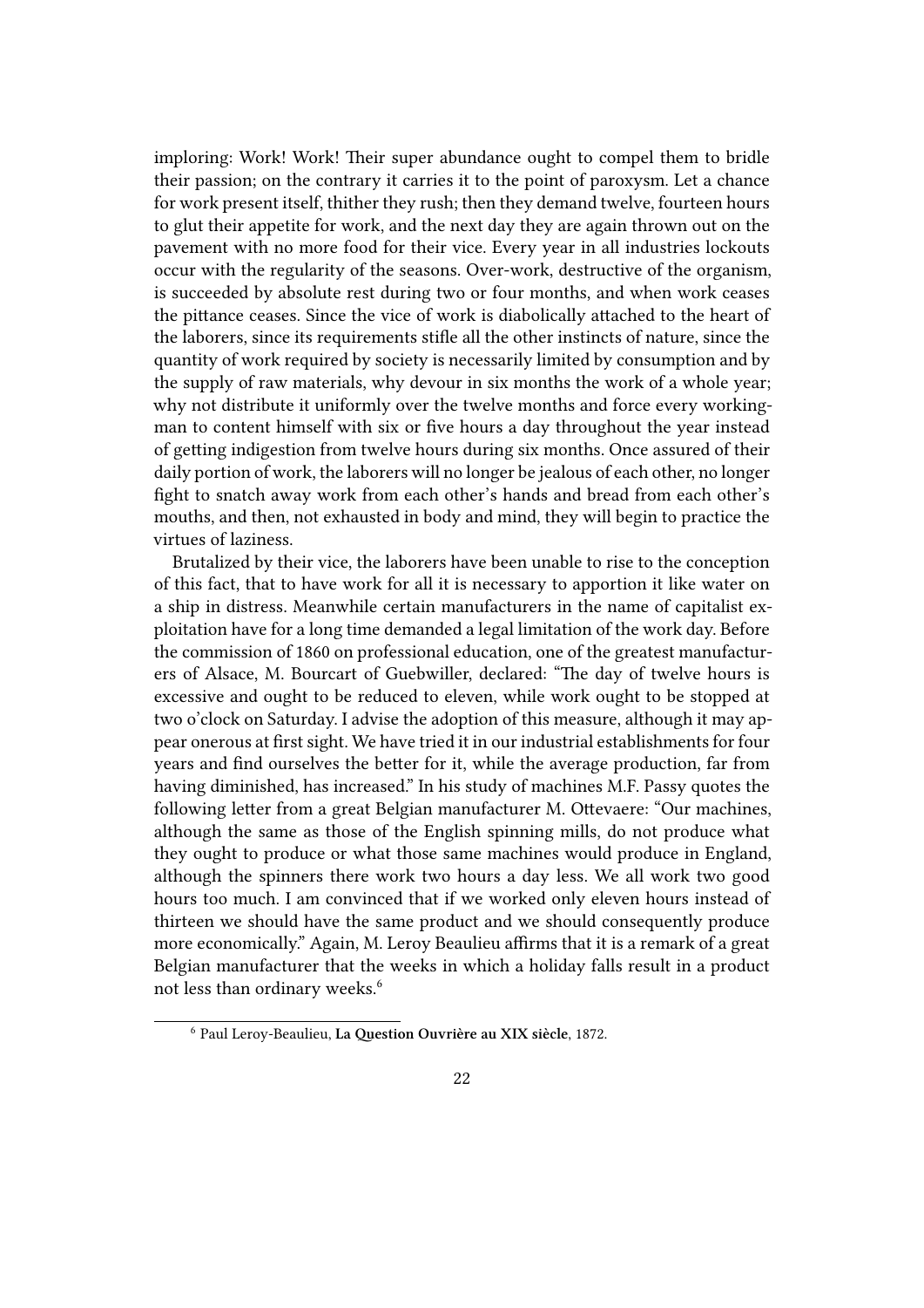imploring: Work! Work! Their super abundance ought to compel them to bridle their passion; on the contrary it carries it to the point of paroxysm. Let a chance for work present itself, thither they rush; then they demand twelve, fourteen hours to glut their appetite for work, and the next day they are again thrown out on the pavement with no more food for their vice. Every year in all industries lockouts occur with the regularity of the seasons. Over-work, destructive of the organism, is succeeded by absolute rest during two or four months, and when work ceases the pittance ceases. Since the vice of work is diabolically attached to the heart of the laborers, since its requirements stifle all the other instincts of nature, since the quantity of work required by society is necessarily limited by consumption and by the supply of raw materials, why devour in six months the work of a whole year; why not distribute it uniformly over the twelve months and force every workingman to content himself with six or five hours a day throughout the year instead of getting indigestion from twelve hours during six months. Once assured of their daily portion of work, the laborers will no longer be jealous of each other, no longer fight to snatch away work from each other's hands and bread from each other's mouths, and then, not exhausted in body and mind, they will begin to practice the virtues of laziness.

Brutalized by their vice, the laborers have been unable to rise to the conception of this fact, that to have work for all it is necessary to apportion it like water on a ship in distress. Meanwhile certain manufacturers in the name of capitalist exploitation have for a long time demanded a legal limitation of the work day. Before the commission of 1860 on professional education, one of the greatest manufacturers of Alsace, M. Bourcart of Guebwiller, declared: "The day of twelve hours is excessive and ought to be reduced to eleven, while work ought to be stopped at two o'clock on Saturday. I advise the adoption of this measure, although it may appear onerous at first sight. We have tried it in our industrial establishments for four years and find ourselves the better for it, while the average production, far from having diminished, has increased." In his study of machines M.F. Passy quotes the following letter from a great Belgian manufacturer M. Ottevaere: "Our machines, although the same as those of the English spinning mills, do not produce what they ought to produce or what those same machines would produce in England, although the spinners there work two hours a day less. We all work two good hours too much. I am convinced that if we worked only eleven hours instead of thirteen we should have the same product and we should consequently produce more economically." Again, M. Leroy Beaulieu affirms that it is a remark of a great Belgian manufacturer that the weeks in which a holiday falls result in a product not less than ordinary weeks.[6]

[6] Paul Leroy-Beaulieu, **La Question Ouvrière au XIX siècle**, 1872.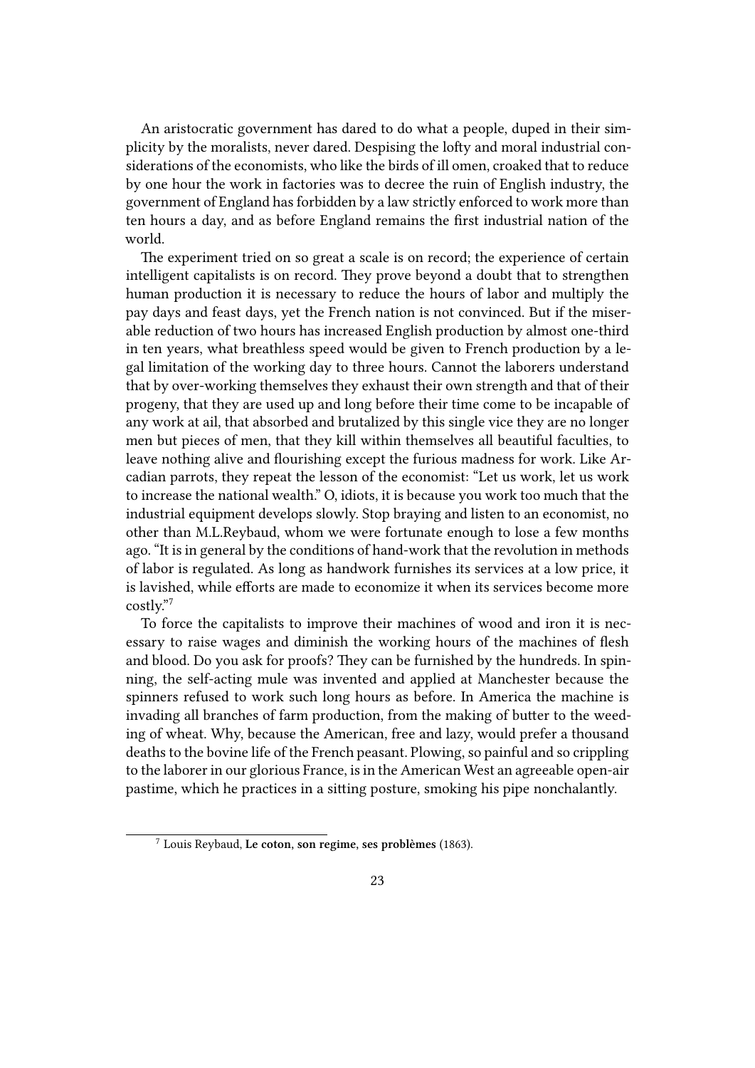An aristocratic government has dared to do what a people, duped in their simplicity by the moralists, never dared. Despising the lofty and moral industrial considerations of the economists, who like the birds of ill omen, croaked that to reduce by one hour the work in factories was to decree the ruin of English industry, the government of England has forbidden by a law strictly enforced to work more than ten hours a day, and as before England remains the first industrial nation of the world.

The experiment tried on so great a scale is on record; the experience of certain intelligent capitalists is on record. They prove beyond a doubt that to strengthen human production it is necessary to reduce the hours of labor and multiply the pay days and feast days, yet the French nation is not convinced. But if the miserable reduction of two hours has increased English production by almost one-third in ten years, what breathless speed would be given to French production by a legal limitation of the working day to three hours. Cannot the laborers understand that by over-working themselves they exhaust their own strength and that of their progeny, that they are used up and long before their time come to be incapable of any work at ail, that absorbed and brutalized by this single vice they are no longer men but pieces of men, that they kill within themselves all beautiful faculties, to leave nothing alive and flourishing except the furious madness for work. Like Arcadian parrots, they repeat the lesson of the economist: "Let us work, let us work to increase the national wealth." O, idiots, it is because you work too much that the industrial equipment develops slowly. Stop braying and listen to an economist, no other than M.L.Reybaud, whom we were fortunate enough to lose a few months ago. "It is in general by the conditions of hand-work that the revolution in methods of labor is regulated. As long as handwork furnishes its services at a low price, it is lavished, while efforts are made to economize it when its services become more costly."[7]

To force the capitalists to improve their machines of wood and iron it is necessary to raise wages and diminish the working hours of the machines of flesh and blood. Do you ask for proofs? They can be furnished by the hundreds. In spinning, the self-acting mule was invented and applied at Manchester because the spinners refused to work such long hours as before. In America the machine is invading all branches of farm production, from the making of butter to the weeding of wheat. Why, because the American, free and lazy, would prefer a thousand deaths to the bovine life of the French peasant. Plowing, so painful and so crippling to the laborer in our glorious France, is in the American West an agreeable open-air pastime, which he practices in a sitting posture, smoking his pipe nonchalantly.

---

[7] Louis Reybaud, **Le coton, son regime, ses problèmes** (1863).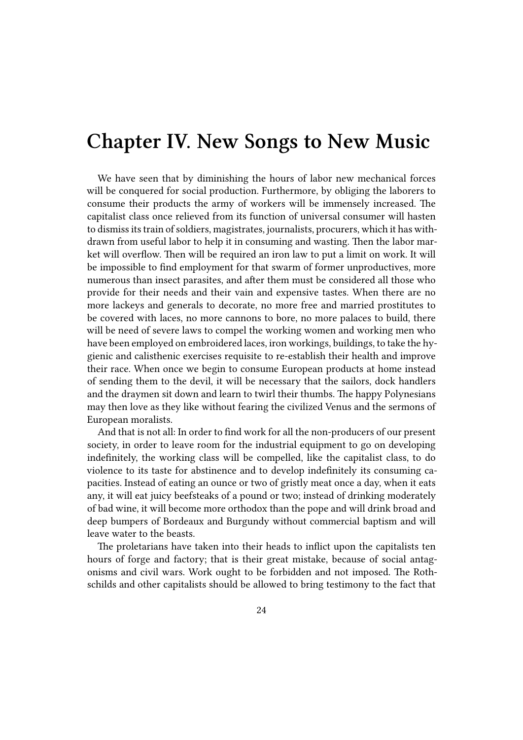# Chapter IV. New Songs to New Music

We have seen that by diminishing the hours of labor new mechanical forces will be conquered for social production. Furthermore, by obliging the laborers to consume their products the army of workers will be immensely increased. The capitalist class once relieved from its function of universal consumer will hasten to dismiss its train of soldiers, magistrates, journalists, procurers, which it has withdrawn from useful labor to help it in consuming and wasting. Then the labor market will overflow. Then will be required an iron law to put a limit on work. It will be impossible to find employment for that swarm of former unproductives, more numerous than insect parasites, and after them must be considered all those who provide for their needs and their vain and expensive tastes. When there are no more lackeys and generals to decorate, no more free and married prostitutes to be covered with laces, no more cannons to bore, no more palaces to build, there will be need of severe laws to compel the working women and working men who have been employed on embroidered laces, iron workings, buildings, to take the hygienic and calisthenic exercises requisite to re-establish their health and improve their race. When once we begin to consume European products at home instead of sending them to the devil, it will be necessary that the sailors, dock handlers and the draymen sit down and learn to twirl their thumbs. The happy Polynesians may then love as they like without fearing the civilized Venus and the sermons of European moralists.

And that is not all: In order to find work for all the non-producers of our present society, in order to leave room for the industrial equipment to go on developing indefinitely, the working class will be compelled, like the capitalist class, to do violence to its taste for abstinence and to develop indefinitely its consuming capacities. Instead of eating an ounce or two of gristly meat once a day, when it eats any, it will eat juicy beefsteaks of a pound or two; instead of drinking moderately of bad wine, it will become more orthodox than the pope and will drink broad and deep bumpers of Bordeaux and Burgundy without commercial baptism and will leave water to the beasts.

The proletarians have taken into their heads to inflict upon the capitalists ten hours of forge and factory; that is their great mistake, because of social antagonisms and civil wars. Work ought to be forbidden and not imposed. The Rothschilds and other capitalists should be allowed to bring testimony to the fact that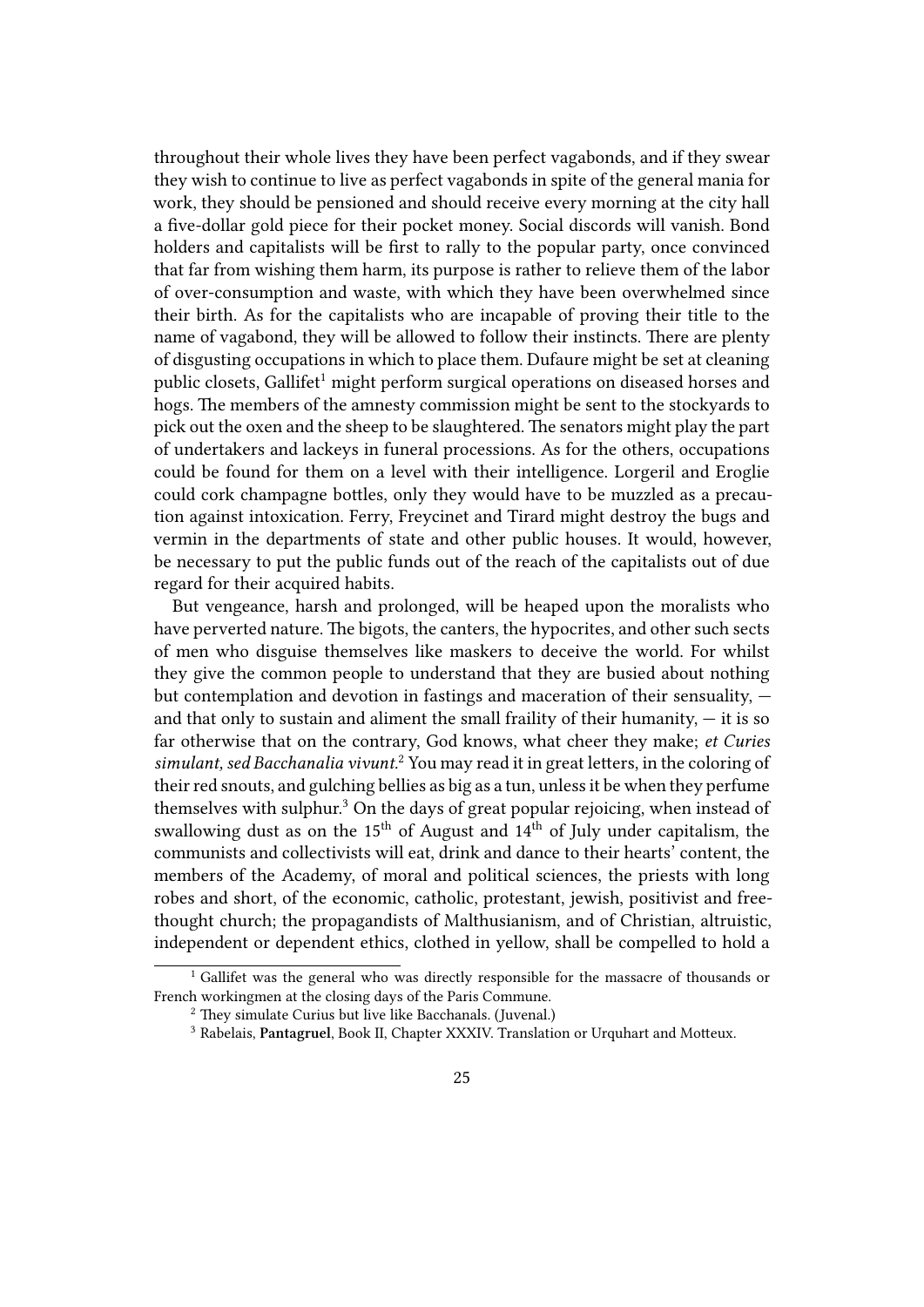throughout their whole lives they have been perfect vagabonds, and if they swear they wish to continue to live as perfect vagabonds in spite of the general mania for work, they should be pensioned and should receive every morning at the city hall a five-dollar gold piece for their pocket money. Social discords will vanish. Bond holders and capitalists will be first to rally to the popular party, once convinced that far from wishing them harm, its purpose is rather to relieve them of the labor of over-consumption and waste, with which they have been overwhelmed since their birth. As for the capitalists who are incapable of proving their title to the name of vagabond, they will be allowed to follow their instincts. There are plenty of disgusting occupations in which to place them. Dufaure might be set at cleaning public closets, Gallifet[1] might perform surgical operations on diseased horses and hogs. The members of the amnesty commission might be sent to the stockyards to pick out the oxen and the sheep to be slaughtered. The senators might play the part of undertakers and lackeys in funeral processions. As for the others, occupations could be found for them on a level with their intelligence. Lorgeril and Eroglie could cork champagne bottles, only they would have to be muzzled as a precaution against intoxication. Ferry, Freycinet and Tirard might destroy the bugs and vermin in the departments of state and other public houses. It would, however, be necessary to put the public funds out of the reach of the capitalists out of due regard for their acquired habits.

But vengeance, harsh and prolonged, will be heaped upon the moralists who have perverted nature. The bigots, the canters, the hypocrites, and other such sects of men who disguise themselves like maskers to deceive the world. For whilst they give the common people to understand that they are busied about nothing but contemplation and devotion in fastings and maceration of their sensuality, — and that only to sustain and aliment the small fraility of their humanity, — it is so far otherwise that on the contrary, God knows, what cheer they make; *et Curies simulant, sed Bacchanalia vivunt.*[2] You may read it in great letters, in the coloring of their red snouts, and gulching bellies as big as a tun, unless it be when they perfume themselves with sulphur.[3] On the days of great popular rejoicing, when instead of swallowing dust as on the 15th of August and 14th of July under capitalism, the communists and collectivists will eat, drink and dance to their hearts' content, the members of the Academy, of moral and political sciences, the priests with long robes and short, of the economic, catholic, protestant, jewish, positivist and free-thought church; the propagandists of Malthusianism, and of Christian, altruistic, independent or dependent ethics, clothed in yellow, shall be compelled to hold a

[1] Gallifet was the general who was directly responsible for the massacre of thousands or French workingmen at the closing days of the Paris Commune.

[2] They simulate Curius but live like Bacchanals. (Juvenal.)

[3] Rabelais, **Pantagruel**, Book II, Chapter XXXIV. Translation or Urquhart and Motteux.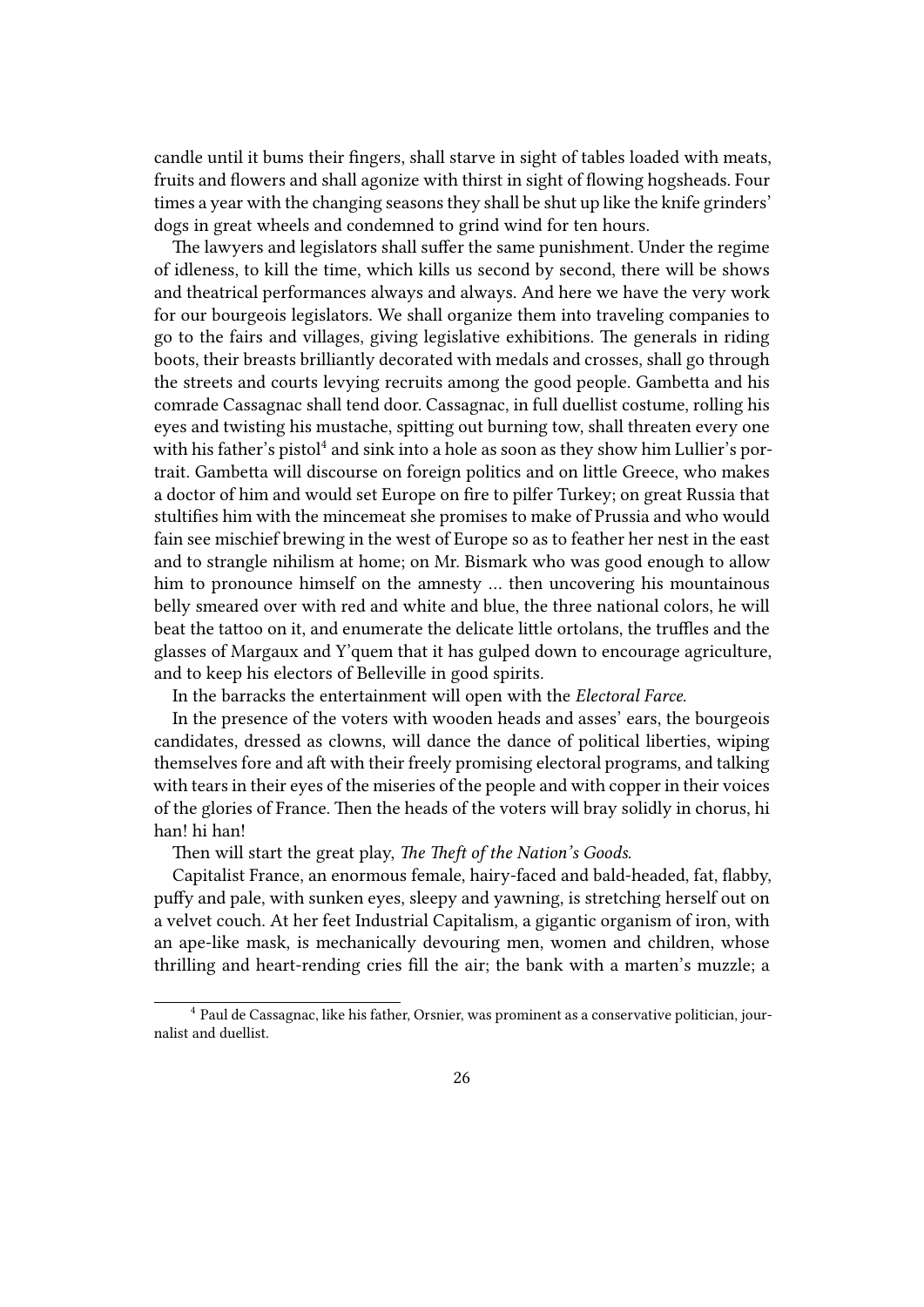candle until it bums their fingers, shall starve in sight of tables loaded with meats, fruits and flowers and shall agonize with thirst in sight of flowing hogsheads. Four times a year with the changing seasons they shall be shut up like the knife grinders' dogs in great wheels and condemned to grind wind for ten hours.

The lawyers and legislators shall suffer the same punishment. Under the regime of idleness, to kill the time, which kills us second by second, there will be shows and theatrical performances always and always. And here we have the very work for our bourgeois legislators. We shall organize them into traveling companies to go to the fairs and villages, giving legislative exhibitions. The generals in riding boots, their breasts brilliantly decorated with medals and crosses, shall go through the streets and courts levying recruits among the good people. Gambetta and his comrade Cassagnac shall tend door. Cassagnac, in full duellist costume, rolling his eyes and twisting his mustache, spitting out burning tow, shall threaten every one with his father's pistol[4] and sink into a hole as soon as they show him Lullier's portrait. Gambetta will discourse on foreign politics and on little Greece, who makes a doctor of him and would set Europe on fire to pilfer Turkey; on great Russia that stultifies him with the mincemeat she promises to make of Prussia and who would fain see mischief brewing in the west of Europe so as to feather her nest in the east and to strangle nihilism at home; on Mr. Bismark who was good enough to allow him to pronounce himself on the amnesty … then uncovering his mountainous belly smeared over with red and white and blue, the three national colors, he will beat the tattoo on it, and enumerate the delicate little ortolans, the truffles and the glasses of Margaux and Y'quem that it has gulped down to encourage agriculture, and to keep his electors of Belleville in good spirits.

In the barracks the entertainment will open with the *Electoral Farce*.

In the presence of the voters with wooden heads and asses' ears, the bourgeois candidates, dressed as clowns, will dance the dance of political liberties, wiping themselves fore and aft with their freely promising electoral programs, and talking with tears in their eyes of the miseries of the people and with copper in their voices of the glories of France. Then the heads of the voters will bray solidly in chorus, hi han! hi han!

Then will start the great play, *The Theft of the Nation's Goods*.

Capitalist France, an enormous female, hairy-faced and bald-headed, fat, flabby, puffy and pale, with sunken eyes, sleepy and yawning, is stretching herself out on a velvet couch. At her feet Industrial Capitalism, a gigantic organism of iron, with an ape-like mask, is mechanically devouring men, women and children, whose thrilling and heart-rending cries fill the air; the bank with a marten's muzzle; a

---

[4] Paul de Cassagnac, like his father, Orsnier, was prominent as a conservative politician, journalist and duellist.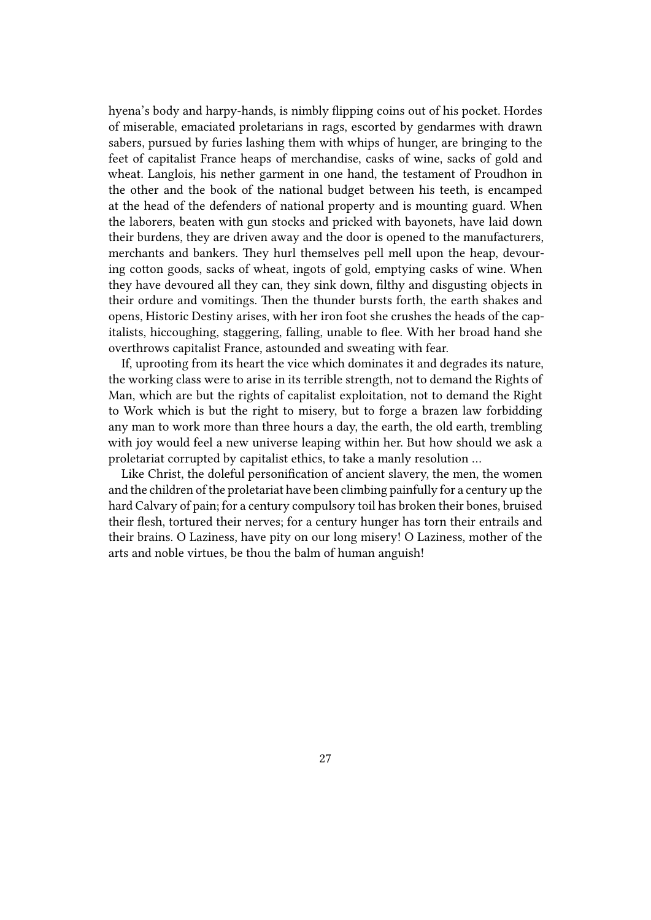hyena's body and harpy-hands, is nimbly flipping coins out of his pocket. Hordes of miserable, emaciated proletarians in rags, escorted by gendarmes with drawn sabers, pursued by furies lashing them with whips of hunger, are bringing to the feet of capitalist France heaps of merchandise, casks of wine, sacks of gold and wheat. Langlois, his nether garment in one hand, the testament of Proudhon in the other and the book of the national budget between his teeth, is encamped at the head of the defenders of national property and is mounting guard. When the laborers, beaten with gun stocks and pricked with bayonets, have laid down their burdens, they are driven away and the door is opened to the manufacturers, merchants and bankers. They hurl themselves pell mell upon the heap, devouring cotton goods, sacks of wheat, ingots of gold, emptying casks of wine. When they have devoured all they can, they sink down, filthy and disgusting objects in their ordure and vomitings. Then the thunder bursts forth, the earth shakes and opens, Historic Destiny arises, with her iron foot she crushes the heads of the capitalists, hiccoughing, staggering, falling, unable to flee. With her broad hand she overthrows capitalist France, astounded and sweating with fear.

If, uprooting from its heart the vice which dominates it and degrades its nature, the working class were to arise in its terrible strength, not to demand the Rights of Man, which are but the rights of capitalist exploitation, not to demand the Right to Work which is but the right to misery, but to forge a brazen law forbidding any man to work more than three hours a day, the earth, the old earth, trembling with joy would feel a new universe leaping within her. But how should we ask a proletariat corrupted by capitalist ethics, to take a manly resolution …

Like Christ, the doleful personification of ancient slavery, the men, the women and the children of the proletariat have been climbing painfully for a century up the hard Calvary of pain; for a century compulsory toil has broken their bones, bruised their flesh, tortured their nerves; for a century hunger has torn their entrails and their brains. O Laziness, have pity on our long misery! O Laziness, mother of the arts and noble virtues, be thou the balm of human anguish!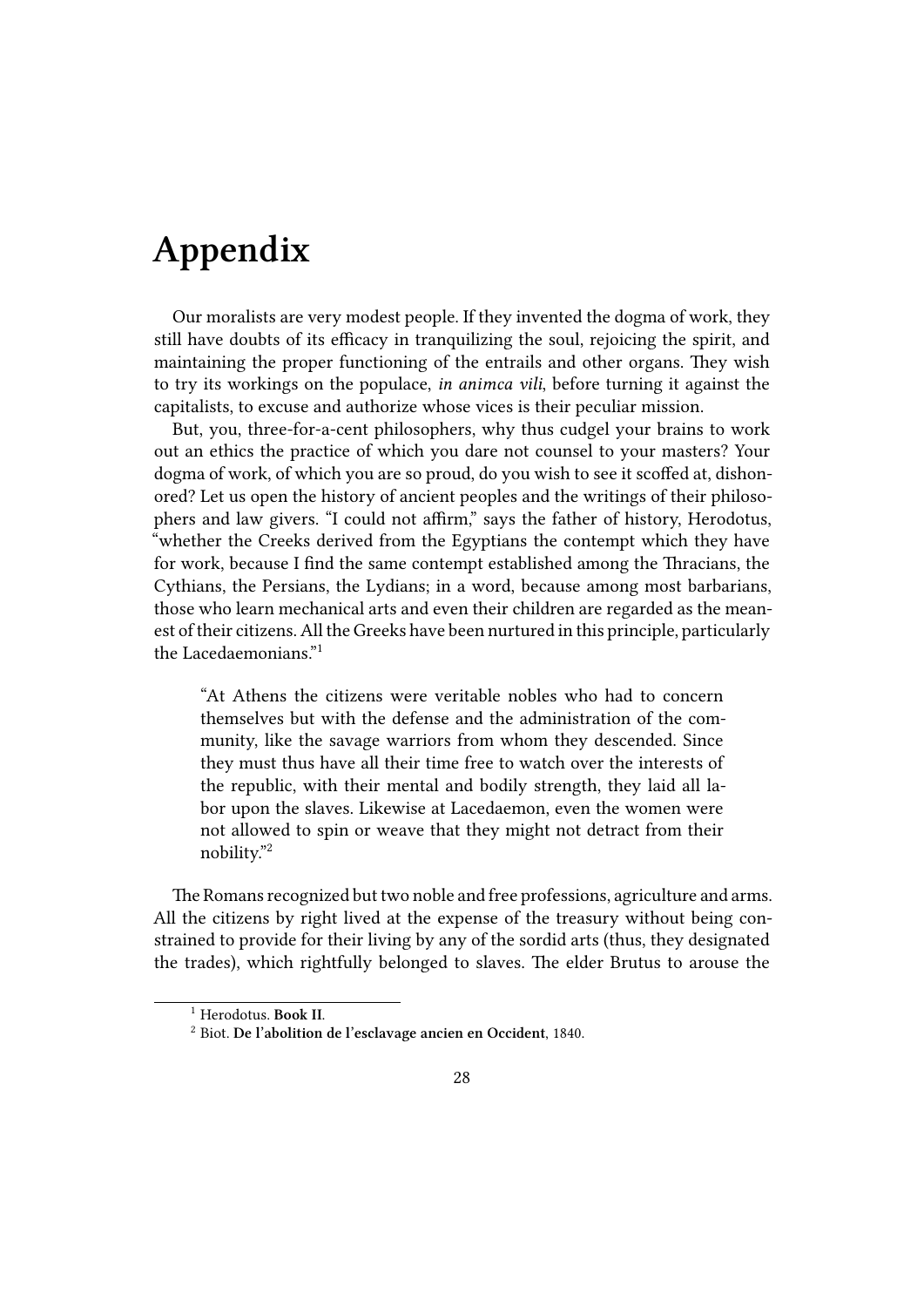# Appendix

Our moralists are very modest people. If they invented the dogma of work, they still have doubts of its efficacy in tranquilizing the soul, rejoicing the spirit, and maintaining the proper functioning of the entrails and other organs. They wish to try its workings on the populace, *in animca vili*, before turning it against the capitalists, to excuse and authorize whose vices is their peculiar mission.

But, you, three-for-a-cent philosophers, why thus cudgel your brains to work out an ethics the practice of which you dare not counsel to your masters? Your dogma of work, of which you are so proud, do you wish to see it scoffed at, dishonored? Let us open the history of ancient peoples and the writings of their philosophers and law givers. "I could not affirm," says the father of history, Herodotus, "whether the Creeks derived from the Egyptians the contempt which they have for work, because I find the same contempt established among the Thracians, the Cythians, the Persians, the Lydians; in a word, because among most barbarians, those who learn mechanical arts and even their children are regarded as the meanest of their citizens. All the Greeks have been nurtured in this principle, particularly the Lacedaemonians."[1]

> "At Athens the citizens were veritable nobles who had to concern themselves but with the defense and the administration of the community, like the savage warriors from whom they descended. Since they must thus have all their time free to watch over the interests of the republic, with their mental and bodily strength, they laid all labor upon the slaves. Likewise at Lacedaemon, even the women were not allowed to spin or weave that they might not detract from their nobility."[2]

The Romans recognized but two noble and free professions, agriculture and arms. All the citizens by right lived at the expense of the treasury without being constrained to provide for their living by any of the sordid arts (thus, they designated the trades), which rightfully belonged to slaves. The elder Brutus to arouse the

---

[1] Herodotus. **Book II**.

[2] Biot. **De l'abolition de l'esclavage ancien en Occident**, 1840.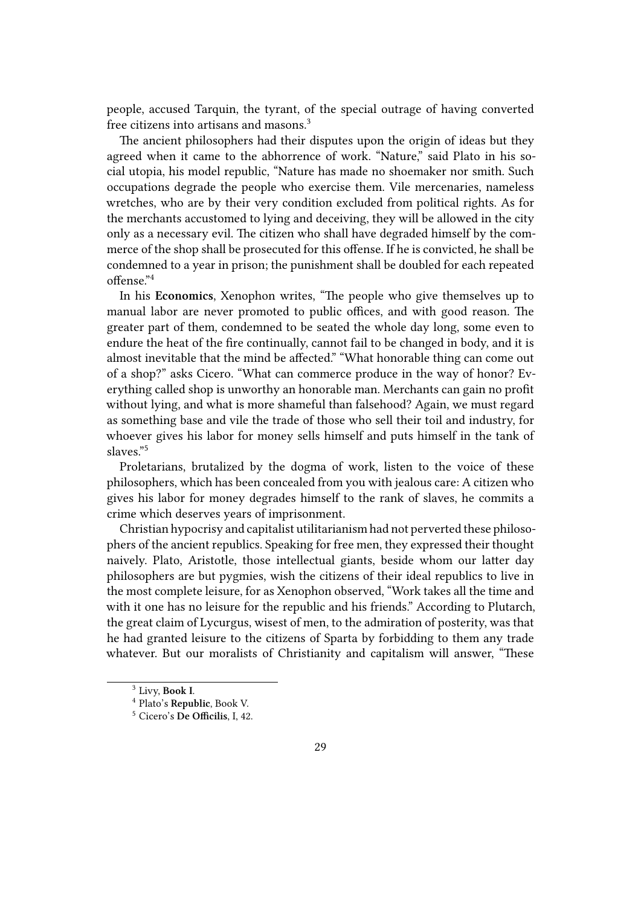people, accused Tarquin, the tyrant, of the special outrage of having converted free citizens into artisans and masons.[3]

The ancient philosophers had their disputes upon the origin of ideas but they agreed when it came to the abhorrence of work. "Nature," said Plato in his social utopia, his model republic, "Nature has made no shoemaker nor smith. Such occupations degrade the people who exercise them. Vile mercenaries, nameless wretches, who are by their very condition excluded from political rights. As for the merchants accustomed to lying and deceiving, they will be allowed in the city only as a necessary evil. The citizen who shall have degraded himself by the commerce of the shop shall be prosecuted for this offense. If he is convicted, he shall be condemned to a year in prison; the punishment shall be doubled for each repeated offense."[4]

In his **Economics**, Xenophon writes, "The people who give themselves up to manual labor are never promoted to public offices, and with good reason. The greater part of them, condemned to be seated the whole day long, some even to endure the heat of the fire continually, cannot fail to be changed in body, and it is almost inevitable that the mind be affected." "What honorable thing can come out of a shop?" asks Cicero. "What can commerce produce in the way of honor? Everything called shop is unworthy an honorable man. Merchants can gain no profit without lying, and what is more shameful than falsehood? Again, we must regard as something base and vile the trade of those who sell their toil and industry, for whoever gives his labor for money sells himself and puts himself in the tank of slaves."[5]

Proletarians, brutalized by the dogma of work, listen to the voice of these philosophers, which has been concealed from you with jealous care: A citizen who gives his labor for money degrades himself to the rank of slaves, he commits a crime which deserves years of imprisonment.

Christian hypocrisy and capitalist utilitarianism had not perverted these philosophers of the ancient republics. Speaking for free men, they expressed their thought naively. Plato, Aristotle, those intellectual giants, beside whom our latter day philosophers are but pygmies, wish the citizens of their ideal republics to live in the most complete leisure, for as Xenophon observed, "Work takes all the time and with it one has no leisure for the republic and his friends." According to Plutarch, the great claim of Lycurgus, wisest of men, to the admiration of posterity, was that he had granted leisure to the citizens of Sparta by forbidding to them any trade whatever. But our moralists of Christianity and capitalism will answer, "These

---

[3] Livy, **Book I**.

[4] Plato's **Republic**, Book V.

[5] Cicero's **De Officilis**, I, 42.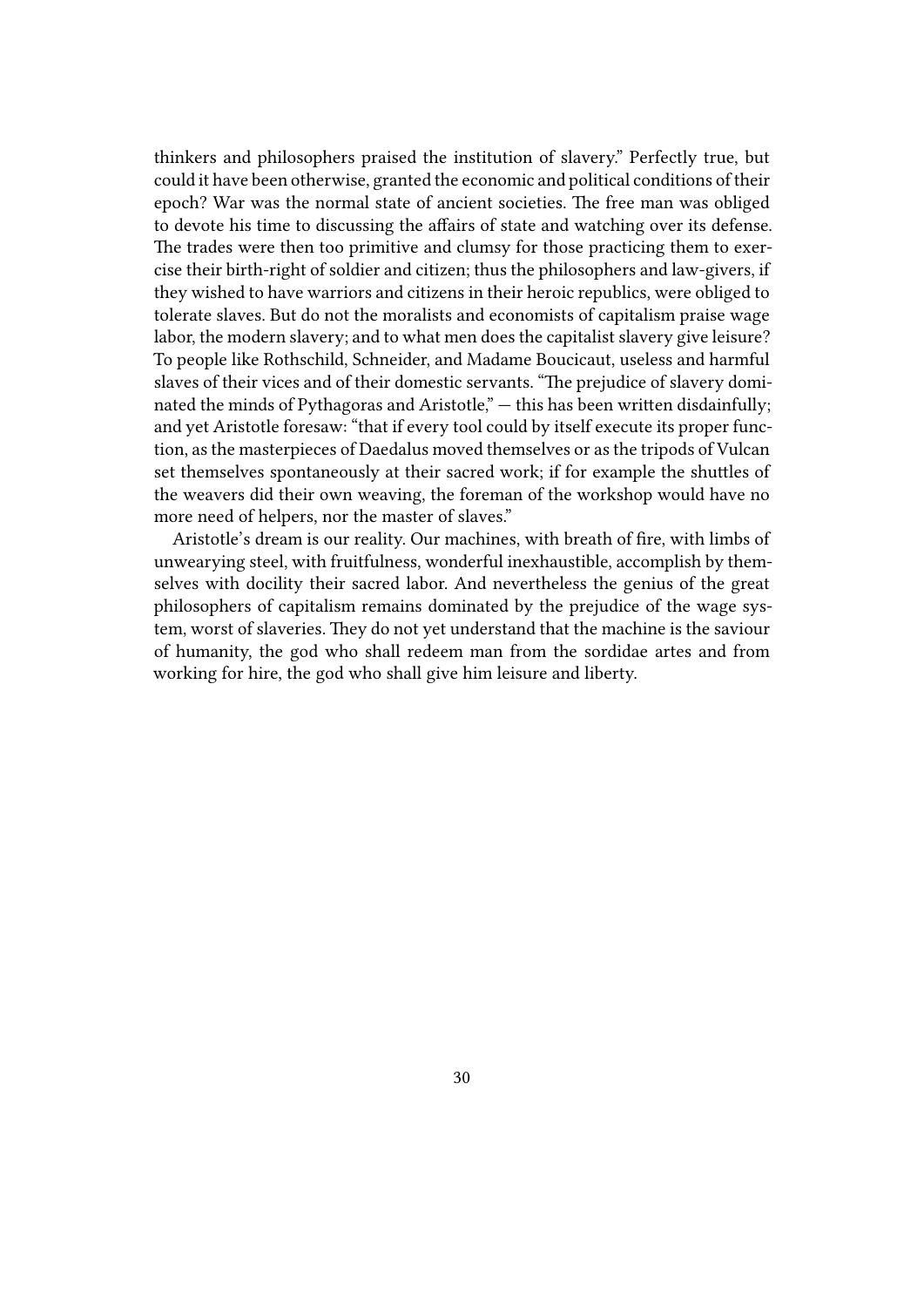thinkers and philosophers praised the institution of slavery." Perfectly true, but could it have been otherwise, granted the economic and political conditions of their epoch? War was the normal state of ancient societies. The free man was obliged to devote his time to discussing the affairs of state and watching over its defense. The trades were then too primitive and clumsy for those practicing them to exercise their birth-right of soldier and citizen; thus the philosophers and law-givers, if they wished to have warriors and citizens in their heroic republics, were obliged to tolerate slaves. But do not the moralists and economists of capitalism praise wage labor, the modern slavery; and to what men does the capitalist slavery give leisure? To people like Rothschild, Schneider, and Madame Boucicaut, useless and harmful slaves of their vices and of their domestic servants. "The prejudice of slavery dominated the minds of Pythagoras and Aristotle," — this has been written disdainfully; and yet Aristotle foresaw: "that if every tool could by itself execute its proper function, as the masterpieces of Daedalus moved themselves or as the tripods of Vulcan set themselves spontaneously at their sacred work; if for example the shuttles of the weavers did their own weaving, the foreman of the workshop would have no more need of helpers, nor the master of slaves."

Aristotle's dream is our reality. Our machines, with breath of fire, with limbs of unwearying steel, with fruitfulness, wonderful inexhaustible, accomplish by themselves with docility their sacred labor. And nevertheless the genius of the great philosophers of capitalism remains dominated by the prejudice of the wage system, worst of slaveries. They do not yet understand that the machine is the saviour of humanity, the god who shall redeem man from the sordidae artes and from working for hire, the god who shall give him leisure and liberty.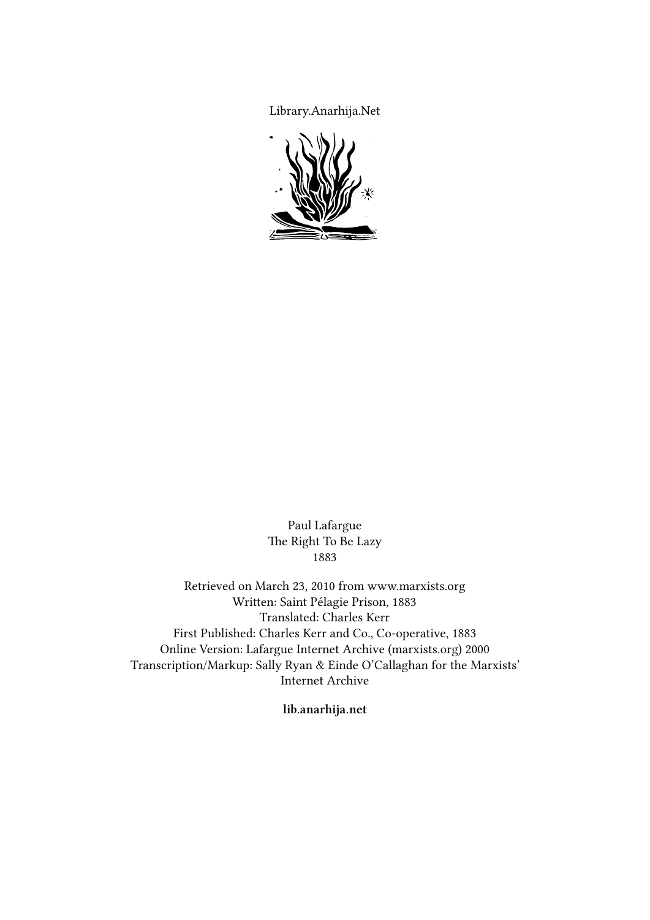Library.Anarhija.Net

Paul Lafargue
The Right To Be Lazy
1883

Retrieved on March 23, 2010 from www.marxists.org
Written: Saint Pélagie Prison, 1883
Translated: Charles Kerr
First Published: Charles Kerr and Co., Co-operative, 1883
Online Version: Lafargue Internet Archive (marxists.org) 2000
Transcription/Markup: Sally Ryan & Einde O'Callaghan for the Marxists' Internet Archive

**lib.anarhija.net**